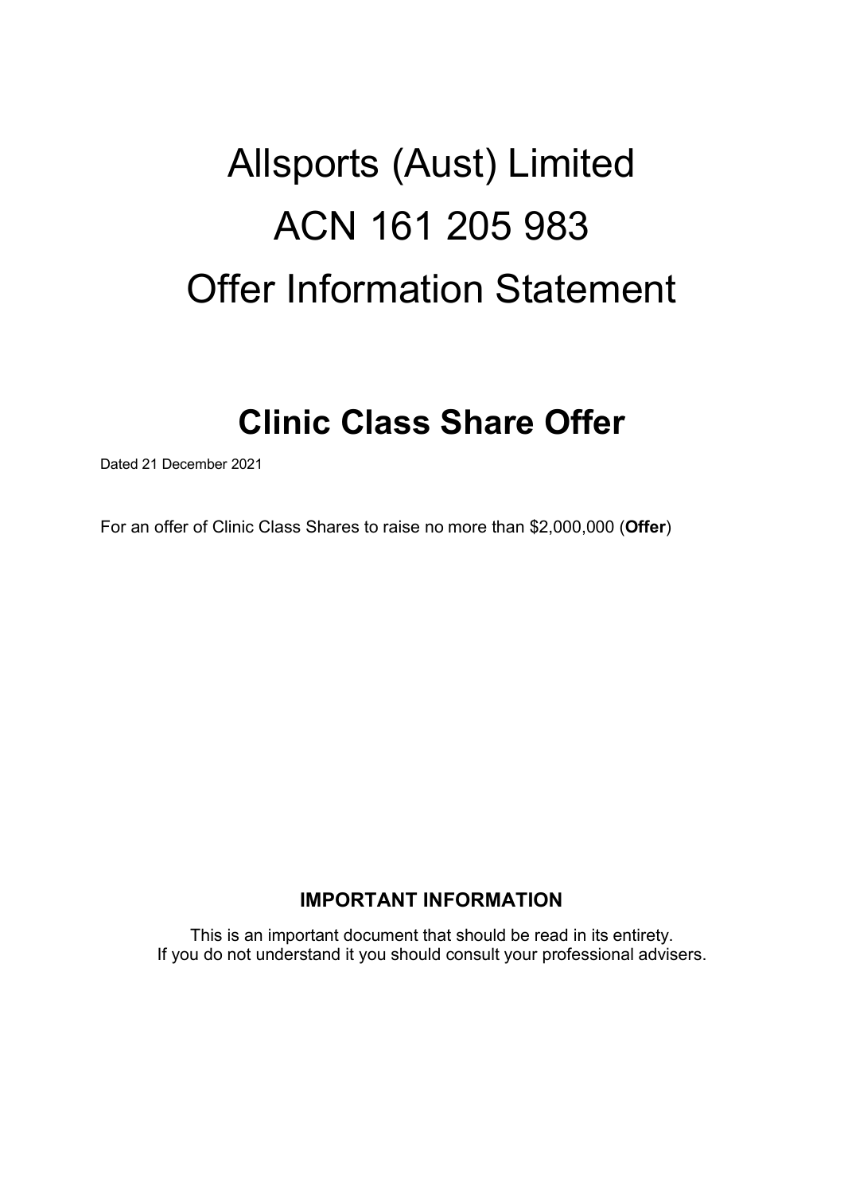# Allsports (Aust) Limited
# ACN 161 205 983
# Offer Information Statement

## Clinic Class Share Offer

Dated 21 December 2021

For an offer of Clinic Class Shares to raise no more than $2,000,000 (**Offer**)

**IMPORTANT INFORMATION**

This is an important document that should be read in its entirety.
If you do not understand it you should consult your professional advisers.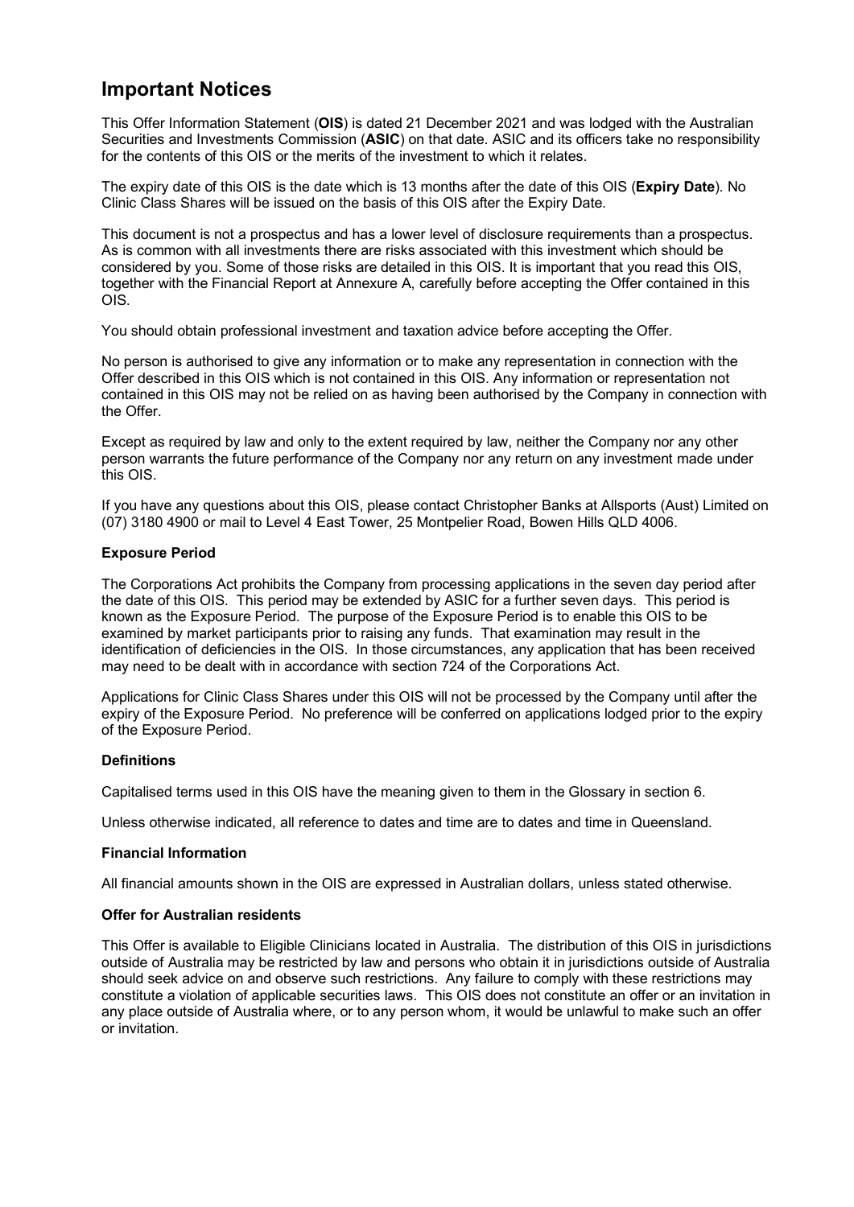# Important Notices

This Offer Information Statement (**OIS**) is dated 21 December 2021 and was lodged with the Australian Securities and Investments Commission (**ASIC**) on that date. ASIC and its officers take no responsibility for the contents of this OIS or the merits of the investment to which it relates.

The expiry date of this OIS is the date which is 13 months after the date of this OIS (**Expiry Date**). No Clinic Class Shares will be issued on the basis of this OIS after the Expiry Date.

This document is not a prospectus and has a lower level of disclosure requirements than a prospectus. As is common with all investments there are risks associated with this investment which should be considered by you. Some of those risks are detailed in this OIS. It is important that you read this OIS, together with the Financial Report at Annexure A, carefully before accepting the Offer contained in this OIS.

You should obtain professional investment and taxation advice before accepting the Offer.

No person is authorised to give any information or to make any representation in connection with the Offer described in this OIS which is not contained in this OIS. Any information or representation not contained in this OIS may not be relied on as having been authorised by the Company in connection with the Offer.

Except as required by law and only to the extent required by law, neither the Company nor any other person warrants the future performance of the Company nor any return on any investment made under this OIS.

If you have any questions about this OIS, please contact Christopher Banks at Allsports (Aust) Limited on (07) 3180 4900 or mail to Level 4 East Tower, 25 Montpelier Road, Bowen Hills QLD 4006.

**Exposure Period**

The Corporations Act prohibits the Company from processing applications in the seven day period after the date of this OIS. This period may be extended by ASIC for a further seven days. This period is known as the Exposure Period. The purpose of the Exposure Period is to enable this OIS to be examined by market participants prior to raising any funds. That examination may result in the identification of deficiencies in the OIS. In those circumstances, any application that has been received may need to be dealt with in accordance with section 724 of the Corporations Act.

Applications for Clinic Class Shares under this OIS will not be processed by the Company until after the expiry of the Exposure Period. No preference will be conferred on applications lodged prior to the expiry of the Exposure Period.

**Definitions**

Capitalised terms used in this OIS have the meaning given to them in the Glossary in section 6.

Unless otherwise indicated, all reference to dates and time are to dates and time in Queensland.

**Financial Information**

All financial amounts shown in the OIS are expressed in Australian dollars, unless stated otherwise.

**Offer for Australian residents**

This Offer is available to Eligible Clinicians located in Australia. The distribution of this OIS in jurisdictions outside of Australia may be restricted by law and persons who obtain it in jurisdictions outside of Australia should seek advice on and observe such restrictions. Any failure to comply with these restrictions may constitute a violation of applicable securities laws. This OIS does not constitute an offer or an invitation in any place outside of Australia where, or to any person whom, it would be unlawful to make such an offer or invitation.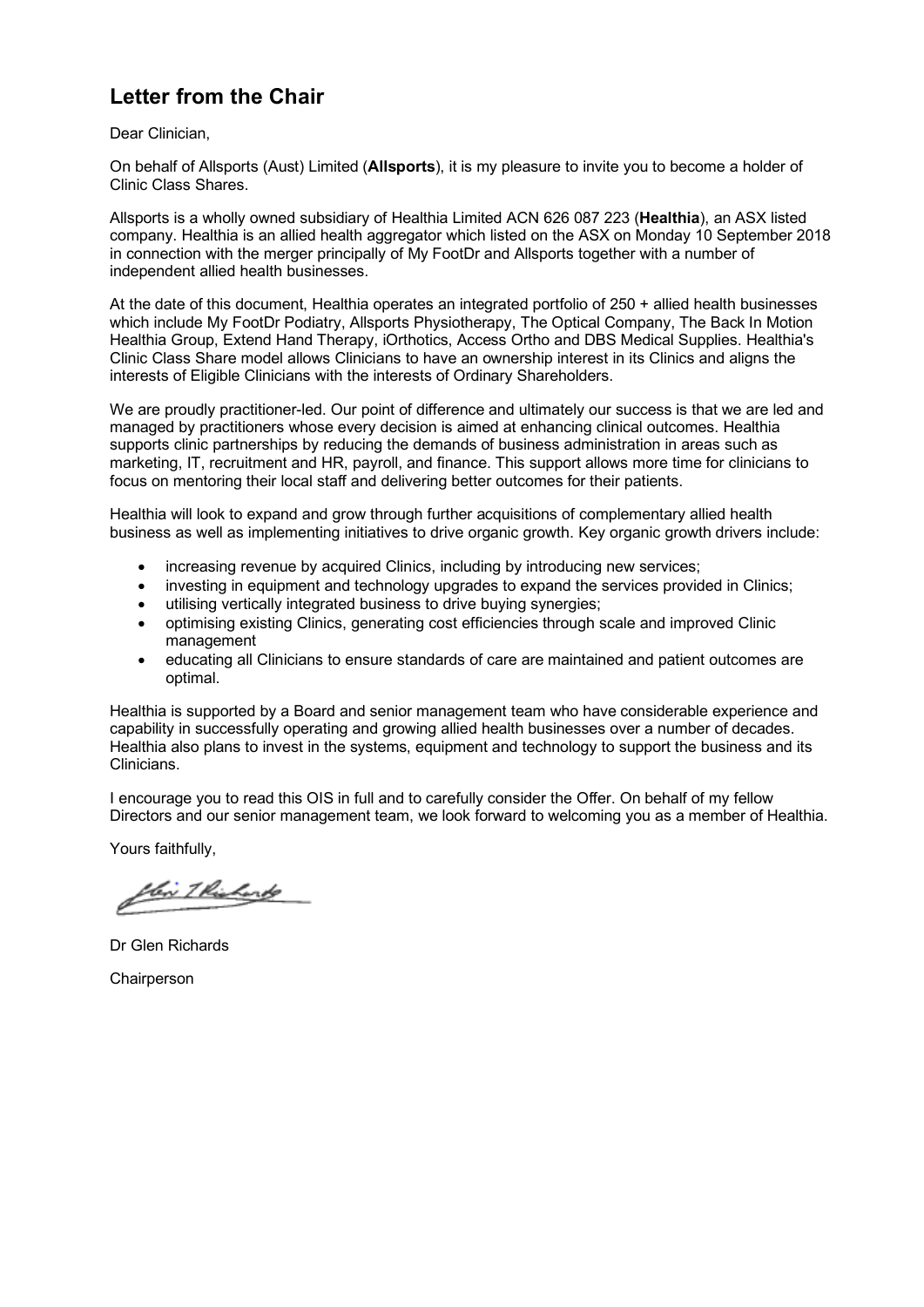## Letter from the Chair

Dear Clinician,

On behalf of Allsports (Aust) Limited (**Allsports**), it is my pleasure to invite you to become a holder of Clinic Class Shares.

Allsports is a wholly owned subsidiary of Healthia Limited ACN 626 087 223 (**Healthia**), an ASX listed company. Healthia is an allied health aggregator which listed on the ASX on Monday 10 September 2018 in connection with the merger principally of My FootDr and Allsports together with a number of independent allied health businesses.

At the date of this document, Healthia operates an integrated portfolio of 250 + allied health businesses which include My FootDr Podiatry, Allsports Physiotherapy, The Optical Company, The Back In Motion Healthia Group, Extend Hand Therapy, iOrthotics, Access Ortho and DBS Medical Supplies. Healthia's Clinic Class Share model allows Clinicians to have an ownership interest in its Clinics and aligns the interests of Eligible Clinicians with the interests of Ordinary Shareholders.

We are proudly practitioner-led. Our point of difference and ultimately our success is that we are led and managed by practitioners whose every decision is aimed at enhancing clinical outcomes. Healthia supports clinic partnerships by reducing the demands of business administration in areas such as marketing, IT, recruitment and HR, payroll, and finance. This support allows more time for clinicians to focus on mentoring their local staff and delivering better outcomes for their patients.

Healthia will look to expand and grow through further acquisitions of complementary allied health business as well as implementing initiatives to drive organic growth. Key organic growth drivers include:

- increasing revenue by acquired Clinics, including by introducing new services;
- investing in equipment and technology upgrades to expand the services provided in Clinics;
- utilising vertically integrated business to drive buying synergies;
- optimising existing Clinics, generating cost efficiencies through scale and improved Clinic management
- educating all Clinicians to ensure standards of care are maintained and patient outcomes are optimal.

Healthia is supported by a Board and senior management team who have considerable experience and capability in successfully operating and growing allied health businesses over a number of decades. Healthia also plans to invest in the systems, equipment and technology to support the business and its Clinicians.

I encourage you to read this OIS in full and to carefully consider the Offer. On behalf of my fellow Directors and our senior management team, we look forward to welcoming you as a member of Healthia.

Yours faithfully,

Dr Glen Richards

Chairperson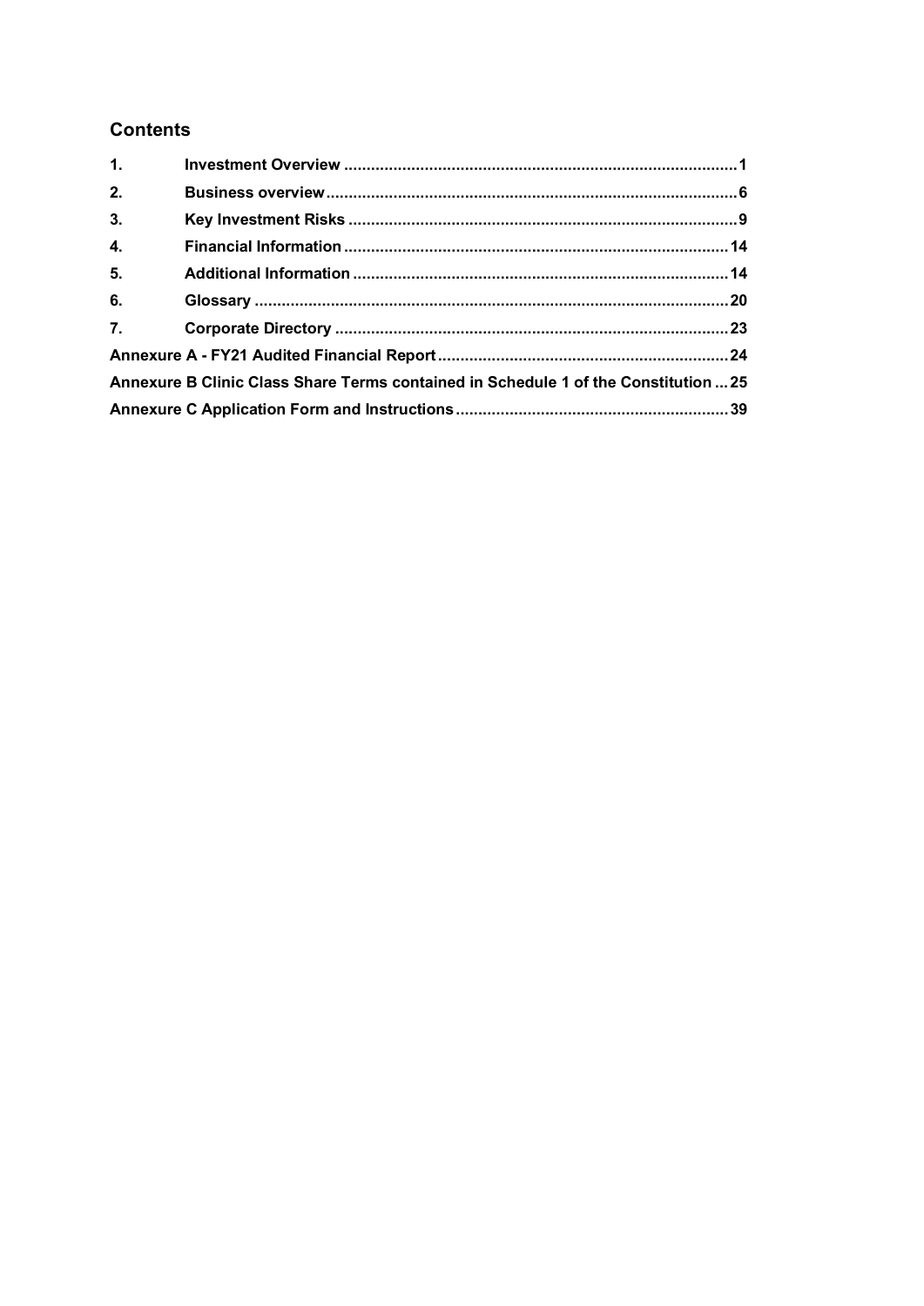## Contents

| | | |
|---|---|---|
| **1.** | **Investment Overview** | **1** |
| **2.** | **Business overview** | **6** |
| **3.** | **Key Investment Risks** | **9** |
| **4.** | **Financial Information** | **14** |
| **5.** | **Additional Information** | **14** |
| **6.** | **Glossary** | **20** |
| **7.** | **Corporate Directory** | **23** |
| **Annexure A - FY21 Audited Financial Report** | | **24** |
| **Annexure B Clinic Class Share Terms contained in Schedule 1 of the Constitution** | | **25** |
| **Annexure C Application Form and Instructions** | | **39** |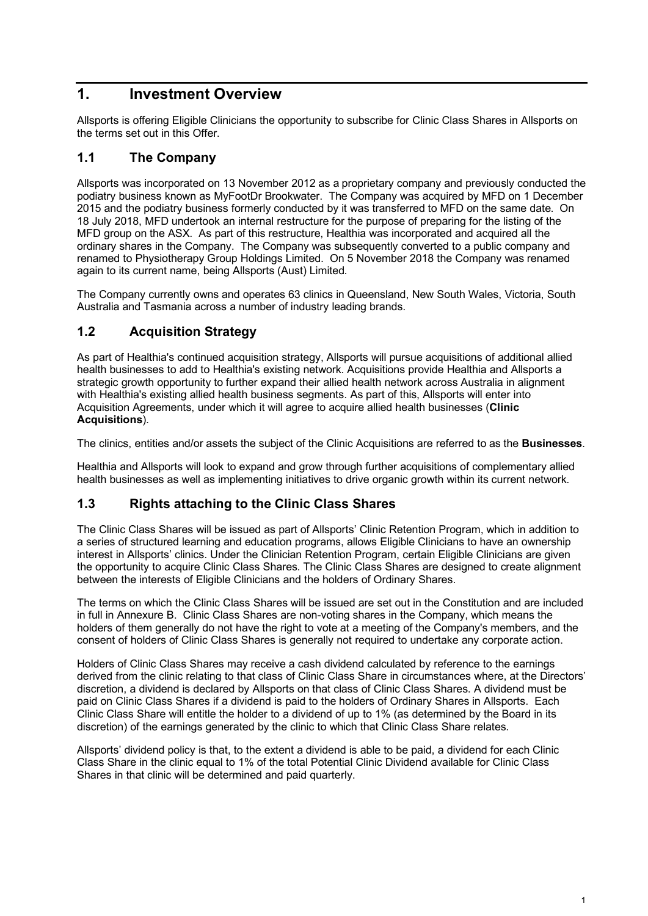# 1. Investment Overview

Allsports is offering Eligible Clinicians the opportunity to subscribe for Clinic Class Shares in Allsports on the terms set out in this Offer.

## 1.1 The Company

Allsports was incorporated on 13 November 2012 as a proprietary company and previously conducted the podiatry business known as MyFootDr Brookwater. The Company was acquired by MFD on 1 December 2015 and the podiatry business formerly conducted by it was transferred to MFD on the same date. On 18 July 2018, MFD undertook an internal restructure for the purpose of preparing for the listing of the MFD group on the ASX. As part of this restructure, Healthia was incorporated and acquired all the ordinary shares in the Company. The Company was subsequently converted to a public company and renamed to Physiotherapy Group Holdings Limited. On 5 November 2018 the Company was renamed again to its current name, being Allsports (Aust) Limited.

The Company currently owns and operates 63 clinics in Queensland, New South Wales, Victoria, South Australia and Tasmania across a number of industry leading brands.

## 1.2 Acquisition Strategy

As part of Healthia's continued acquisition strategy, Allsports will pursue acquisitions of additional allied health businesses to add to Healthia's existing network. Acquisitions provide Healthia and Allsports a strategic growth opportunity to further expand their allied health network across Australia in alignment with Healthia's existing allied health business segments. As part of this, Allsports will enter into Acquisition Agreements, under which it will agree to acquire allied health businesses (**Clinic Acquisitions**).

The clinics, entities and/or assets the subject of the Clinic Acquisitions are referred to as the **Businesses**.

Healthia and Allsports will look to expand and grow through further acquisitions of complementary allied health businesses as well as implementing initiatives to drive organic growth within its current network.

## 1.3 Rights attaching to the Clinic Class Shares

The Clinic Class Shares will be issued as part of Allsports' Clinic Retention Program, which in addition to a series of structured learning and education programs, allows Eligible Clinicians to have an ownership interest in Allsports' clinics. Under the Clinician Retention Program, certain Eligible Clinicians are given the opportunity to acquire Clinic Class Shares. The Clinic Class Shares are designed to create alignment between the interests of Eligible Clinicians and the holders of Ordinary Shares.

The terms on which the Clinic Class Shares will be issued are set out in the Constitution and are included in full in Annexure B. Clinic Class Shares are non-voting shares in the Company, which means the holders of them generally do not have the right to vote at a meeting of the Company's members, and the consent of holders of Clinic Class Shares is generally not required to undertake any corporate action.

Holders of Clinic Class Shares may receive a cash dividend calculated by reference to the earnings derived from the clinic relating to that class of Clinic Class Share in circumstances where, at the Directors' discretion, a dividend is declared by Allsports on that class of Clinic Class Shares. A dividend must be paid on Clinic Class Shares if a dividend is paid to the holders of Ordinary Shares in Allsports. Each Clinic Class Share will entitle the holder to a dividend of up to 1% (as determined by the Board in its discretion) of the earnings generated by the clinic to which that Clinic Class Share relates.

Allsports' dividend policy is that, to the extent a dividend is able to be paid, a dividend for each Clinic Class Share in the clinic equal to 1% of the total Potential Clinic Dividend available for Clinic Class Shares in that clinic will be determined and paid quarterly.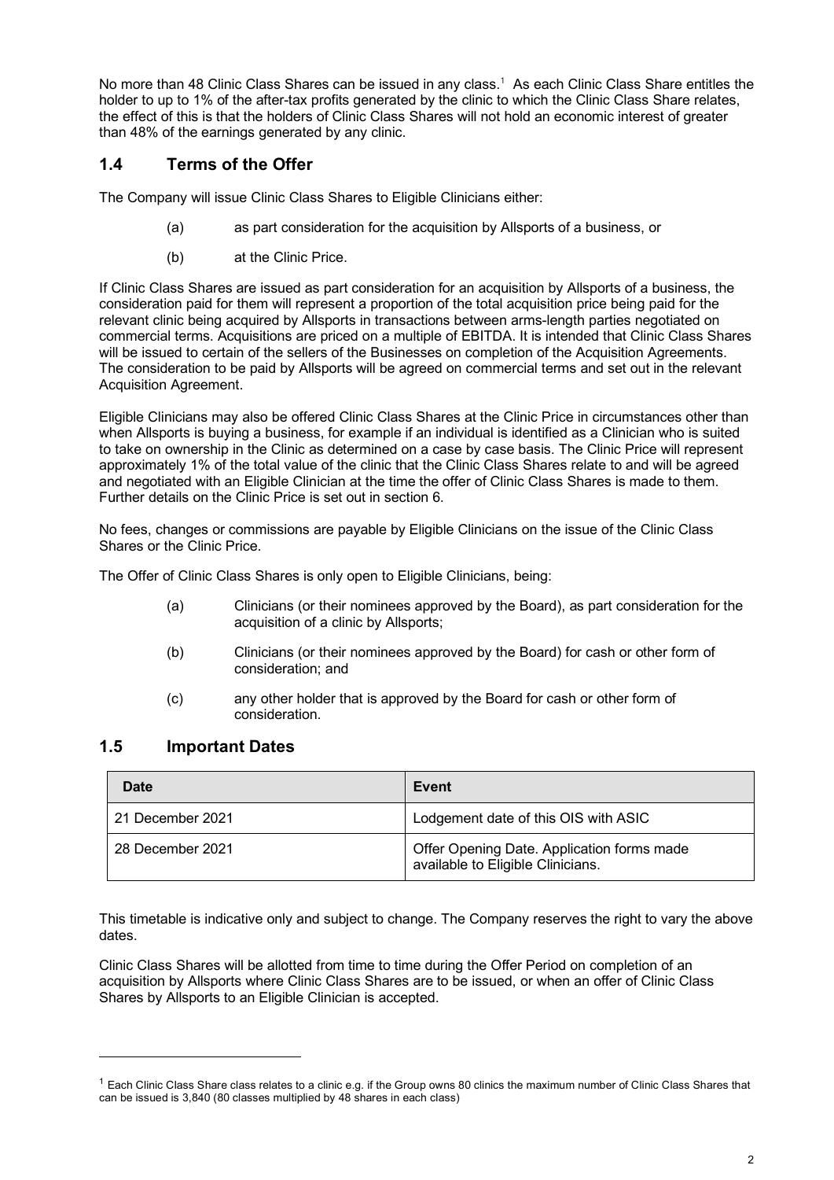No more than 48 Clinic Class Shares can be issued in any class.[1] As each Clinic Class Share entitles the holder to up to 1% of the after-tax profits generated by the clinic to which the Clinic Class Share relates, the effect of this is that the holders of Clinic Class Shares will not hold an economic interest of greater than 48% of the earnings generated by any clinic.

## 1.4 Terms of the Offer

The Company will issue Clinic Class Shares to Eligible Clinicians either:

(a) as part consideration for the acquisition by Allsports of a business, or

(b) at the Clinic Price.

If Clinic Class Shares are issued as part consideration for an acquisition by Allsports of a business, the consideration paid for them will represent a proportion of the total acquisition price being paid for the relevant clinic being acquired by Allsports in transactions between arms-length parties negotiated on commercial terms. Acquisitions are priced on a multiple of EBITDA. It is intended that Clinic Class Shares will be issued to certain of the sellers of the Businesses on completion of the Acquisition Agreements. The consideration to be paid by Allsports will be agreed on commercial terms and set out in the relevant Acquisition Agreement.

Eligible Clinicians may also be offered Clinic Class Shares at the Clinic Price in circumstances other than when Allsports is buying a business, for example if an individual is identified as a Clinician who is suited to take on ownership in the Clinic as determined on a case by case basis. The Clinic Price will represent approximately 1% of the total value of the clinic that the Clinic Class Shares relate to and will be agreed and negotiated with an Eligible Clinician at the time the offer of Clinic Class Shares is made to them. Further details on the Clinic Price is set out in section 6.

No fees, changes or commissions are payable by Eligible Clinicians on the issue of the Clinic Class Shares or the Clinic Price.

The Offer of Clinic Class Shares is only open to Eligible Clinicians, being:

(a) Clinicians (or their nominees approved by the Board), as part consideration for the acquisition of a clinic by Allsports;

(b) Clinicians (or their nominees approved by the Board) for cash or other form of consideration; and

(c) any other holder that is approved by the Board for cash or other form of consideration.

## 1.5 Important Dates

| Date | Event |
| --- | --- |
| 21 December 2021 | Lodgement date of this OIS with ASIC |
| 28 December 2021 | Offer Opening Date. Application forms made available to Eligible Clinicians. |

This timetable is indicative only and subject to change. The Company reserves the right to vary the above dates.

Clinic Class Shares will be allotted from time to time during the Offer Period on completion of an acquisition by Allsports where Clinic Class Shares are to be issued, or when an offer of Clinic Class Shares by Allsports to an Eligible Clinician is accepted.

---

[1] Each Clinic Class Share class relates to a clinic e.g. if the Group owns 80 clinics the maximum number of Clinic Class Shares that can be issued is 3,840 (80 classes multiplied by 48 shares in each class)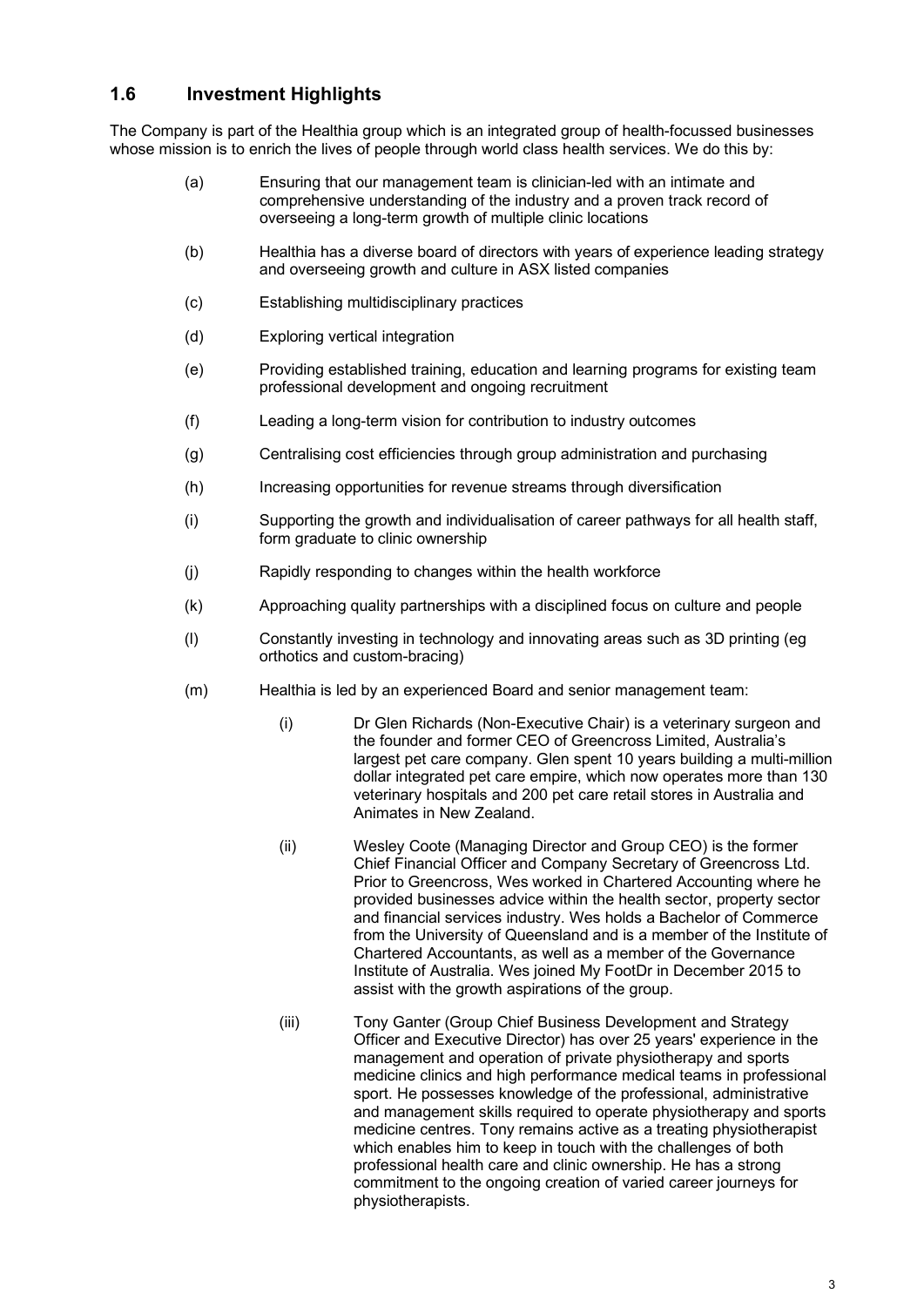## 1.6 Investment Highlights

The Company is part of the Healthia group which is an integrated group of health-focussed businesses whose mission is to enrich the lives of people through world class health services. We do this by:

(a) Ensuring that our management team is clinician-led with an intimate and comprehensive understanding of the industry and a proven track record of overseeing a long-term growth of multiple clinic locations

(b) Healthia has a diverse board of directors with years of experience leading strategy and overseeing growth and culture in ASX listed companies

(c) Establishing multidisciplinary practices

(d) Exploring vertical integration

(e) Providing established training, education and learning programs for existing team professional development and ongoing recruitment

(f) Leading a long-term vision for contribution to industry outcomes

(g) Centralising cost efficiencies through group administration and purchasing

(h) Increasing opportunities for revenue streams through diversification

(i) Supporting the growth and individualisation of career pathways for all health staff, form graduate to clinic ownership

(j) Rapidly responding to changes within the health workforce

(k) Approaching quality partnerships with a disciplined focus on culture and people

(l) Constantly investing in technology and innovating areas such as 3D printing (eg orthotics and custom-bracing)

(m) Healthia is led by an experienced Board and senior management team:

(i) Dr Glen Richards (Non-Executive Chair) is a veterinary surgeon and the founder and former CEO of Greencross Limited, Australia's largest pet care company. Glen spent 10 years building a multi-million dollar integrated pet care empire, which now operates more than 130 veterinary hospitals and 200 pet care retail stores in Australia and Animates in New Zealand.

(ii) Wesley Coote (Managing Director and Group CEO) is the former Chief Financial Officer and Company Secretary of Greencross Ltd. Prior to Greencross, Wes worked in Chartered Accounting where he provided businesses advice within the health sector, property sector and financial services industry. Wes holds a Bachelor of Commerce from the University of Queensland and is a member of the Institute of Chartered Accountants, as well as a member of the Governance Institute of Australia. Wes joined My FootDr in December 2015 to assist with the growth aspirations of the group.

(iii) Tony Ganter (Group Chief Business Development and Strategy Officer and Executive Director) has over 25 years' experience in the management and operation of private physiotherapy and sports medicine clinics and high performance medical teams in professional sport. He possesses knowledge of the professional, administrative and management skills required to operate physiotherapy and sports medicine centres. Tony remains active as a treating physiotherapist which enables him to keep in touch with the challenges of both professional health care and clinic ownership. He has a strong commitment to the ongoing creation of varied career journeys for physiotherapists.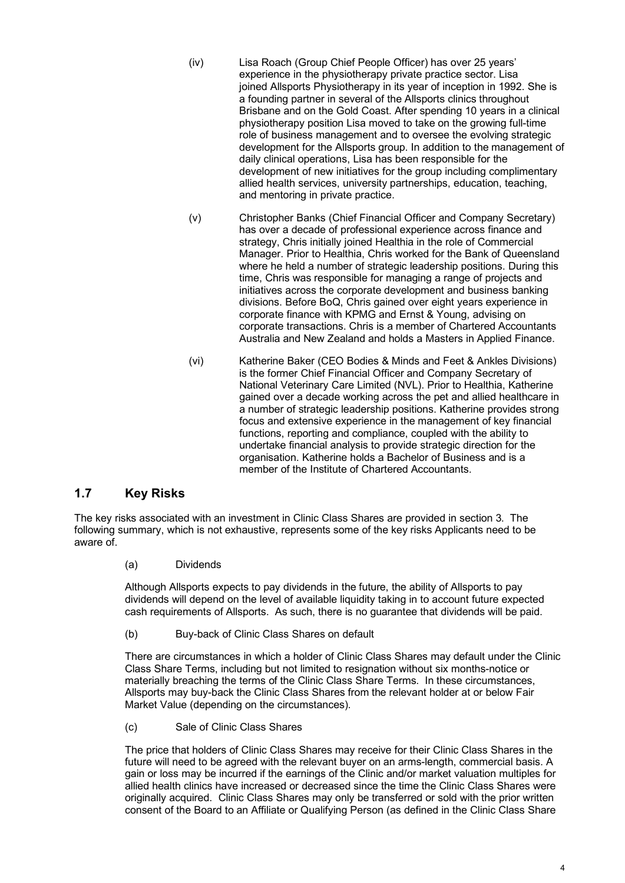(iv) Lisa Roach (Group Chief People Officer) has over 25 years' experience in the physiotherapy private practice sector. Lisa joined Allsports Physiotherapy in its year of inception in 1992. She is a founding partner in several of the Allsports clinics throughout Brisbane and on the Gold Coast. After spending 10 years in a clinical physiotherapy position Lisa moved to take on the growing full-time role of business management and to oversee the evolving strategic development for the Allsports group. In addition to the management of daily clinical operations, Lisa has been responsible for the development of new initiatives for the group including complimentary allied health services, university partnerships, education, teaching, and mentoring in private practice.

(v) Christopher Banks (Chief Financial Officer and Company Secretary) has over a decade of professional experience across finance and strategy, Chris initially joined Healthia in the role of Commercial Manager. Prior to Healthia, Chris worked for the Bank of Queensland where he held a number of strategic leadership positions. During this time, Chris was responsible for managing a range of projects and initiatives across the corporate development and business banking divisions. Before BoQ, Chris gained over eight years experience in corporate finance with KPMG and Ernst & Young, advising on corporate transactions. Chris is a member of Chartered Accountants Australia and New Zealand and holds a Masters in Applied Finance.

(vi) Katherine Baker (CEO Bodies & Minds and Feet & Ankles Divisions) is the former Chief Financial Officer and Company Secretary of National Veterinary Care Limited (NVL). Prior to Healthia, Katherine gained over a decade working across the pet and allied healthcare in a number of strategic leadership positions. Katherine provides strong focus and extensive experience in the management of key financial functions, reporting and compliance, coupled with the ability to undertake financial analysis to provide strategic direction for the organisation. Katherine holds a Bachelor of Business and is a member of the Institute of Chartered Accountants.

## 1.7 Key Risks

The key risks associated with an investment in Clinic Class Shares are provided in section 3. The following summary, which is not exhaustive, represents some of the key risks Applicants need to be aware of.

(a) Dividends

Although Allsports expects to pay dividends in the future, the ability of Allsports to pay dividends will depend on the level of available liquidity taking in to account future expected cash requirements of Allsports. As such, there is no guarantee that dividends will be paid.

(b) Buy-back of Clinic Class Shares on default

There are circumstances in which a holder of Clinic Class Shares may default under the Clinic Class Share Terms, including but not limited to resignation without six months-notice or materially breaching the terms of the Clinic Class Share Terms. In these circumstances, Allsports may buy-back the Clinic Class Shares from the relevant holder at or below Fair Market Value (depending on the circumstances).

(c) Sale of Clinic Class Shares

The price that holders of Clinic Class Shares may receive for their Clinic Class Shares in the future will need to be agreed with the relevant buyer on an arms-length, commercial basis. A gain or loss may be incurred if the earnings of the Clinic and/or market valuation multiples for allied health clinics have increased or decreased since the time the Clinic Class Shares were originally acquired. Clinic Class Shares may only be transferred or sold with the prior written consent of the Board to an Affiliate or Qualifying Person (as defined in the Clinic Class Share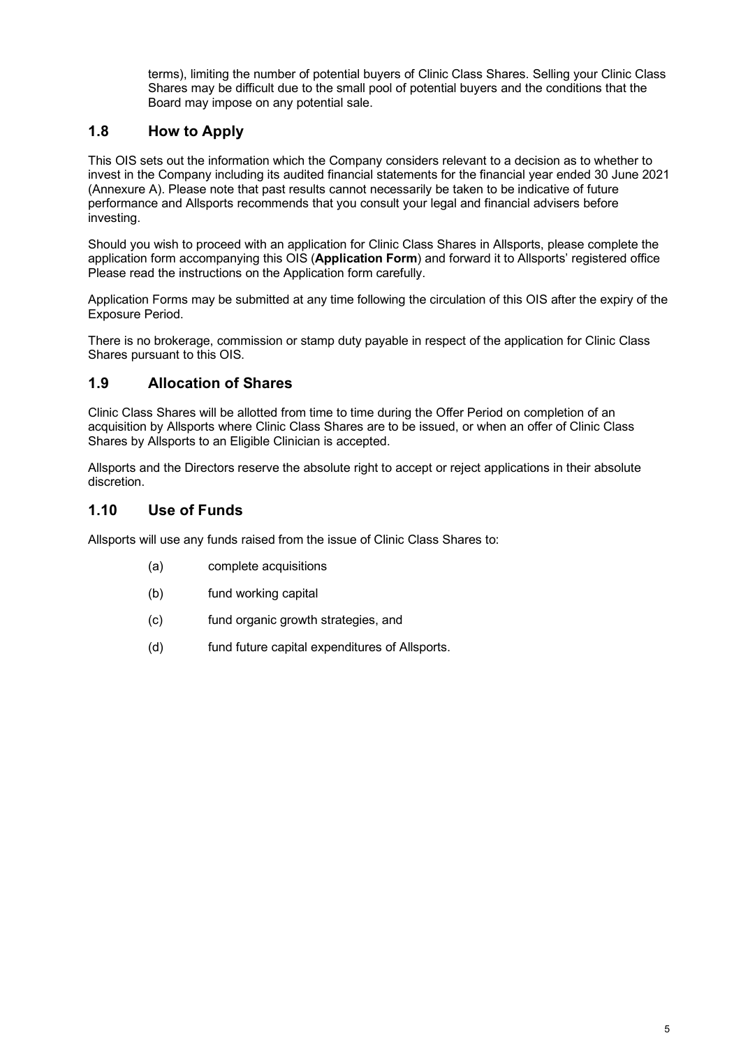terms), limiting the number of potential buyers of Clinic Class Shares. Selling your Clinic Class Shares may be difficult due to the small pool of potential buyers and the conditions that the Board may impose on any potential sale.

## 1.8 How to Apply

This OIS sets out the information which the Company considers relevant to a decision as to whether to invest in the Company including its audited financial statements for the financial year ended 30 June 2021 (Annexure A). Please note that past results cannot necessarily be taken to be indicative of future performance and Allsports recommends that you consult your legal and financial advisers before investing.

Should you wish to proceed with an application for Clinic Class Shares in Allsports, please complete the application form accompanying this OIS (**Application Form**) and forward it to Allsports' registered office Please read the instructions on the Application form carefully.

Application Forms may be submitted at any time following the circulation of this OIS after the expiry of the Exposure Period.

There is no brokerage, commission or stamp duty payable in respect of the application for Clinic Class Shares pursuant to this OIS.

## 1.9 Allocation of Shares

Clinic Class Shares will be allotted from time to time during the Offer Period on completion of an acquisition by Allsports where Clinic Class Shares are to be issued, or when an offer of Clinic Class Shares by Allsports to an Eligible Clinician is accepted.

Allsports and the Directors reserve the absolute right to accept or reject applications in their absolute discretion.

## 1.10 Use of Funds

Allsports will use any funds raised from the issue of Clinic Class Shares to:

(a) complete acquisitions

(b) fund working capital

(c) fund organic growth strategies, and

(d) fund future capital expenditures of Allsports.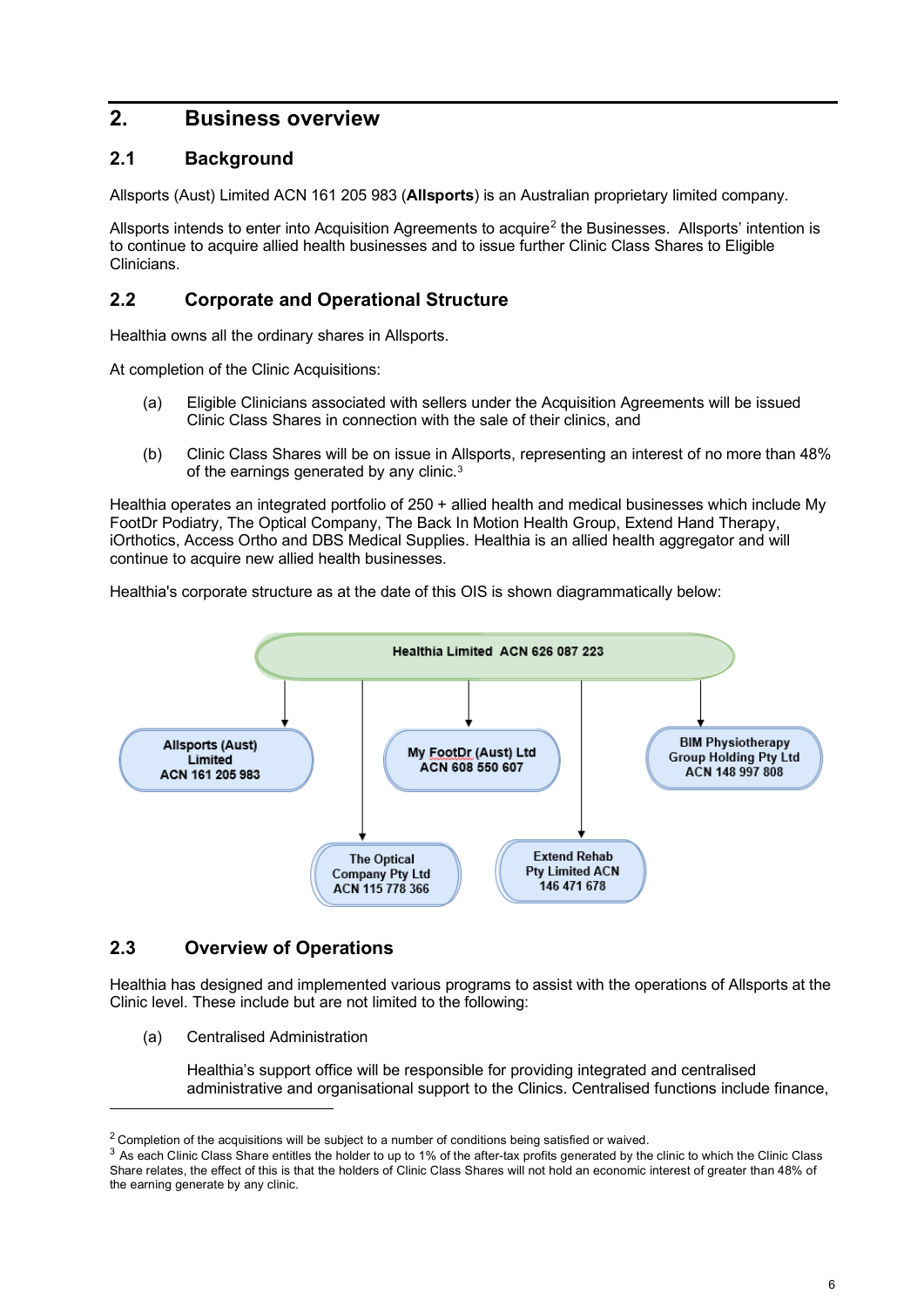# 2. Business overview

## 2.1 Background

Allsports (Aust) Limited ACN 161 205 983 (**Allsports**) is an Australian proprietary limited company.

Allsports intends to enter into Acquisition Agreements to acquire[2] the Businesses. Allsports' intention is to continue to acquire allied health businesses and to issue further Clinic Class Shares to Eligible Clinicians.

## 2.2 Corporate and Operational Structure

Healthia owns all the ordinary shares in Allsports.

At completion of the Clinic Acquisitions:

(a) Eligible Clinicians associated with sellers under the Acquisition Agreements will be issued Clinic Class Shares in connection with the sale of their clinics, and

(b) Clinic Class Shares will be on issue in Allsports, representing an interest of no more than 48% of the earnings generated by any clinic.[3]

Healthia operates an integrated portfolio of 250 + allied health and medical businesses which include My FootDr Podiatry, The Optical Company, The Back In Motion Health Group, Extend Hand Therapy, iOrthotics, Access Ortho and DBS Medical Supplies. Healthia is an allied health aggregator and will continue to acquire new allied health businesses.

Healthia's corporate structure as at the date of this OIS is shown diagrammatically below:

Healthia Limited ACN 626 087 223

- Allsports (Aust) Limited ACN 161 205 983
- The Optical Company Pty Ltd ACN 115 778 366
- My FootDr (Aust) Ltd ACN 608 550 607
- Extend Rehab Pty Limited ACN 146 471 678
- BIM Physiotherapy Group Holding Pty Ltd ACN 148 997 808

## 2.3 Overview of Operations

Healthia has designed and implemented various programs to assist with the operations of Allsports at the Clinic level. These include but are not limited to the following:

(a) Centralised Administration

Healthia's support office will be responsible for providing integrated and centralised administrative and organisational support to the Clinics. Centralised functions include finance,

---

[2] Completion of the acquisitions will be subject to a number of conditions being satisfied or waived.

[3] As each Clinic Class Share entitles the holder to up to 1% of the after-tax profits generated by the clinic to which the Clinic Class Share relates, the effect of this is that the holders of Clinic Class Shares will not hold an economic interest of greater than 48% of the earning generate by any clinic.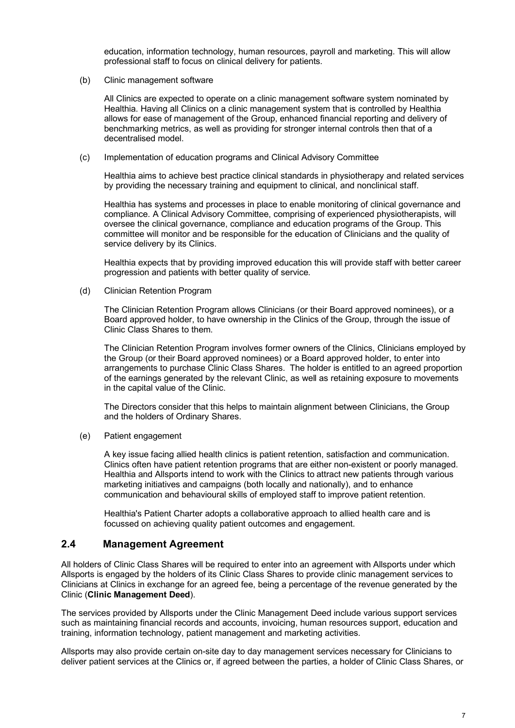education, information technology, human resources, payroll and marketing. This will allow professional staff to focus on clinical delivery for patients.

(b) Clinic management software

All Clinics are expected to operate on a clinic management software system nominated by Healthia. Having all Clinics on a clinic management system that is controlled by Healthia allows for ease of management of the Group, enhanced financial reporting and delivery of benchmarking metrics, as well as providing for stronger internal controls then that of a decentralised model.

(c) Implementation of education programs and Clinical Advisory Committee

Healthia aims to achieve best practice clinical standards in physiotherapy and related services by providing the necessary training and equipment to clinical, and nonclinical staff.

Healthia has systems and processes in place to enable monitoring of clinical governance and compliance. A Clinical Advisory Committee, comprising of experienced physiotherapists, will oversee the clinical governance, compliance and education programs of the Group. This committee will monitor and be responsible for the education of Clinicians and the quality of service delivery by its Clinics.

Healthia expects that by providing improved education this will provide staff with better career progression and patients with better quality of service.

(d) Clinician Retention Program

The Clinician Retention Program allows Clinicians (or their Board approved nominees), or a Board approved holder, to have ownership in the Clinics of the Group, through the issue of Clinic Class Shares to them.

The Clinician Retention Program involves former owners of the Clinics, Clinicians employed by the Group (or their Board approved nominees) or a Board approved holder, to enter into arrangements to purchase Clinic Class Shares. The holder is entitled to an agreed proportion of the earnings generated by the relevant Clinic, as well as retaining exposure to movements in the capital value of the Clinic.

The Directors consider that this helps to maintain alignment between Clinicians, the Group and the holders of Ordinary Shares.

(e) Patient engagement

A key issue facing allied health clinics is patient retention, satisfaction and communication. Clinics often have patient retention programs that are either non-existent or poorly managed. Healthia and Allsports intend to work with the Clinics to attract new patients through various marketing initiatives and campaigns (both locally and nationally), and to enhance communication and behavioural skills of employed staff to improve patient retention.

Healthia's Patient Charter adopts a collaborative approach to allied health care and is focussed on achieving quality patient outcomes and engagement.

## 2.4 Management Agreement

All holders of Clinic Class Shares will be required to enter into an agreement with Allsports under which Allsports is engaged by the holders of its Clinic Class Shares to provide clinic management services to Clinicians at Clinics in exchange for an agreed fee, being a percentage of the revenue generated by the Clinic (**Clinic Management Deed**).

The services provided by Allsports under the Clinic Management Deed include various support services such as maintaining financial records and accounts, invoicing, human resources support, education and training, information technology, patient management and marketing activities.

Allsports may also provide certain on-site day to day management services necessary for Clinicians to deliver patient services at the Clinics or, if agreed between the parties, a holder of Clinic Class Shares, or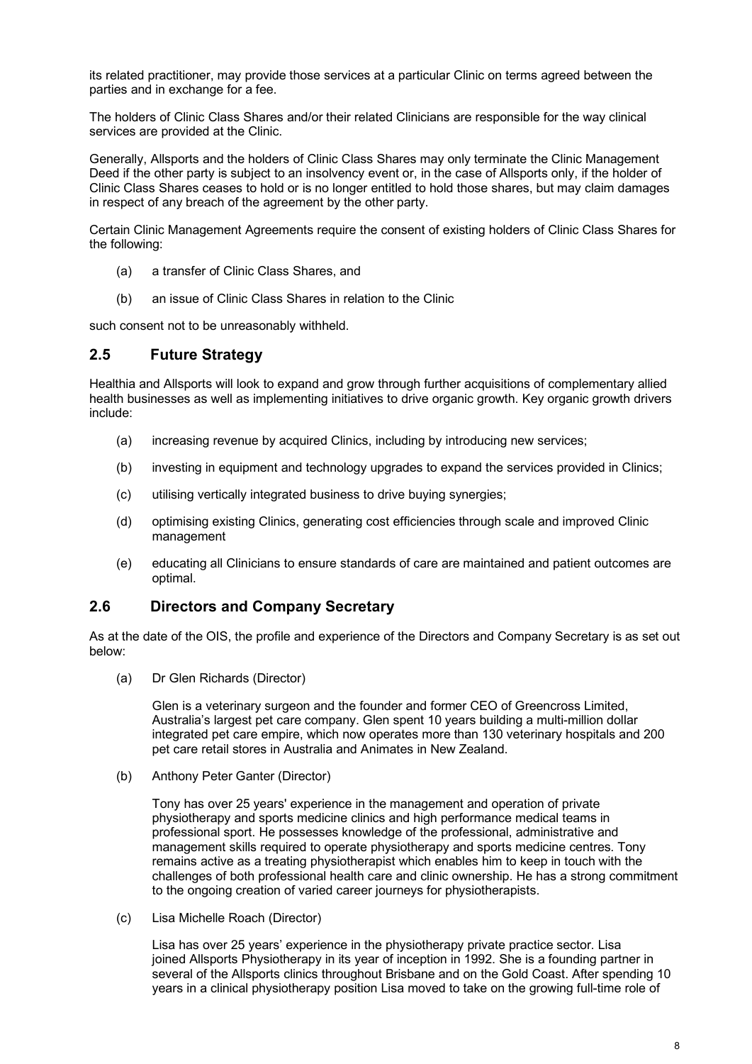its related practitioner, may provide those services at a particular Clinic on terms agreed between the parties and in exchange for a fee.

The holders of Clinic Class Shares and/or their related Clinicians are responsible for the way clinical services are provided at the Clinic.

Generally, Allsports and the holders of Clinic Class Shares may only terminate the Clinic Management Deed if the other party is subject to an insolvency event or, in the case of Allsports only, if the holder of Clinic Class Shares ceases to hold or is no longer entitled to hold those shares, but may claim damages in respect of any breach of the agreement by the other party.

Certain Clinic Management Agreements require the consent of existing holders of Clinic Class Shares for the following:

(a) a transfer of Clinic Class Shares, and

(b) an issue of Clinic Class Shares in relation to the Clinic

such consent not to be unreasonably withheld.

## 2.5 Future Strategy

Healthia and Allsports will look to expand and grow through further acquisitions of complementary allied health businesses as well as implementing initiatives to drive organic growth. Key organic growth drivers include:

(a) increasing revenue by acquired Clinics, including by introducing new services;

(b) investing in equipment and technology upgrades to expand the services provided in Clinics;

(c) utilising vertically integrated business to drive buying synergies;

(d) optimising existing Clinics, generating cost efficiencies through scale and improved Clinic management

(e) educating all Clinicians to ensure standards of care are maintained and patient outcomes are optimal.

## 2.6 Directors and Company Secretary

As at the date of the OIS, the profile and experience of the Directors and Company Secretary is as set out below:

(a) Dr Glen Richards (Director)

Glen is a veterinary surgeon and the founder and former CEO of Greencross Limited, Australia's largest pet care company. Glen spent 10 years building a multi-million dollar integrated pet care empire, which now operates more than 130 veterinary hospitals and 200 pet care retail stores in Australia and Animates in New Zealand.

(b) Anthony Peter Ganter (Director)

Tony has over 25 years' experience in the management and operation of private physiotherapy and sports medicine clinics and high performance medical teams in professional sport. He possesses knowledge of the professional, administrative and management skills required to operate physiotherapy and sports medicine centres. Tony remains active as a treating physiotherapist which enables him to keep in touch with the challenges of both professional health care and clinic ownership. He has a strong commitment to the ongoing creation of varied career journeys for physiotherapists.

(c) Lisa Michelle Roach (Director)

Lisa has over 25 years' experience in the physiotherapy private practice sector. Lisa joined Allsports Physiotherapy in its year of inception in 1992. She is a founding partner in several of the Allsports clinics throughout Brisbane and on the Gold Coast. After spending 10 years in a clinical physiotherapy position Lisa moved to take on the growing full-time role of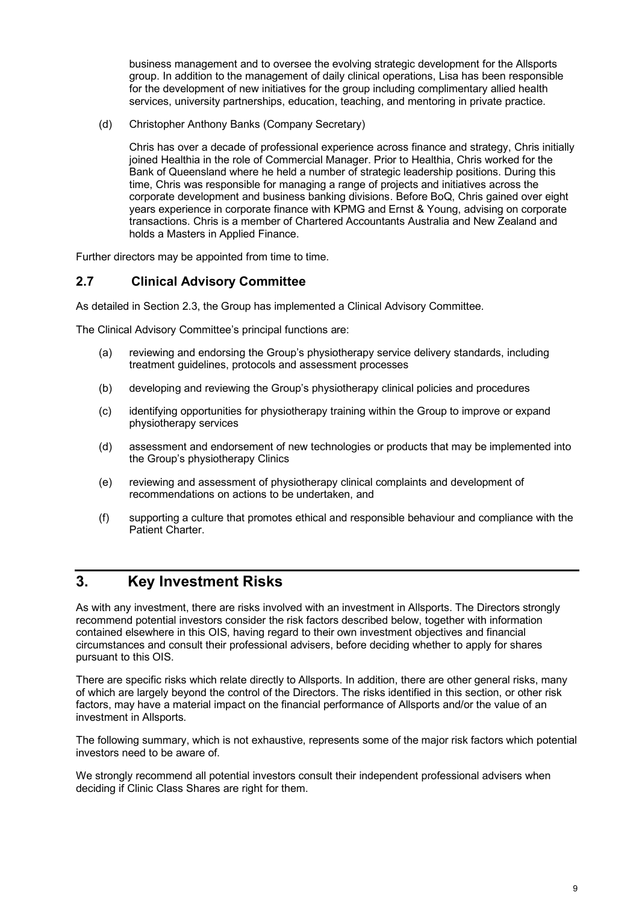business management and to oversee the evolving strategic development for the Allsports group. In addition to the management of daily clinical operations, Lisa has been responsible for the development of new initiatives for the group including complimentary allied health services, university partnerships, education, teaching, and mentoring in private practice.

(d) Christopher Anthony Banks (Company Secretary)

Chris has over a decade of professional experience across finance and strategy, Chris initially joined Healthia in the role of Commercial Manager. Prior to Healthia, Chris worked for the Bank of Queensland where he held a number of strategic leadership positions. During this time, Chris was responsible for managing a range of projects and initiatives across the corporate development and business banking divisions. Before BoQ, Chris gained over eight years experience in corporate finance with KPMG and Ernst & Young, advising on corporate transactions. Chris is a member of Chartered Accountants Australia and New Zealand and holds a Masters in Applied Finance.

Further directors may be appointed from time to time.

## 2.7 Clinical Advisory Committee

As detailed in Section 2.3, the Group has implemented a Clinical Advisory Committee.

The Clinical Advisory Committee's principal functions are:

(a) reviewing and endorsing the Group's physiotherapy service delivery standards, including treatment guidelines, protocols and assessment processes

(b) developing and reviewing the Group's physiotherapy clinical policies and procedures

(c) identifying opportunities for physiotherapy training within the Group to improve or expand physiotherapy services

(d) assessment and endorsement of new technologies or products that may be implemented into the Group's physiotherapy Clinics

(e) reviewing and assessment of physiotherapy clinical complaints and development of recommendations on actions to be undertaken, and

(f) supporting a culture that promotes ethical and responsible behaviour and compliance with the Patient Charter.

# 3. Key Investment Risks

As with any investment, there are risks involved with an investment in Allsports. The Directors strongly recommend potential investors consider the risk factors described below, together with information contained elsewhere in this OIS, having regard to their own investment objectives and financial circumstances and consult their professional advisers, before deciding whether to apply for shares pursuant to this OIS.

There are specific risks which relate directly to Allsports. In addition, there are other general risks, many of which are largely beyond the control of the Directors. The risks identified in this section, or other risk factors, may have a material impact on the financial performance of Allsports and/or the value of an investment in Allsports.

The following summary, which is not exhaustive, represents some of the major risk factors which potential investors need to be aware of.

We strongly recommend all potential investors consult their independent professional advisers when deciding if Clinic Class Shares are right for them.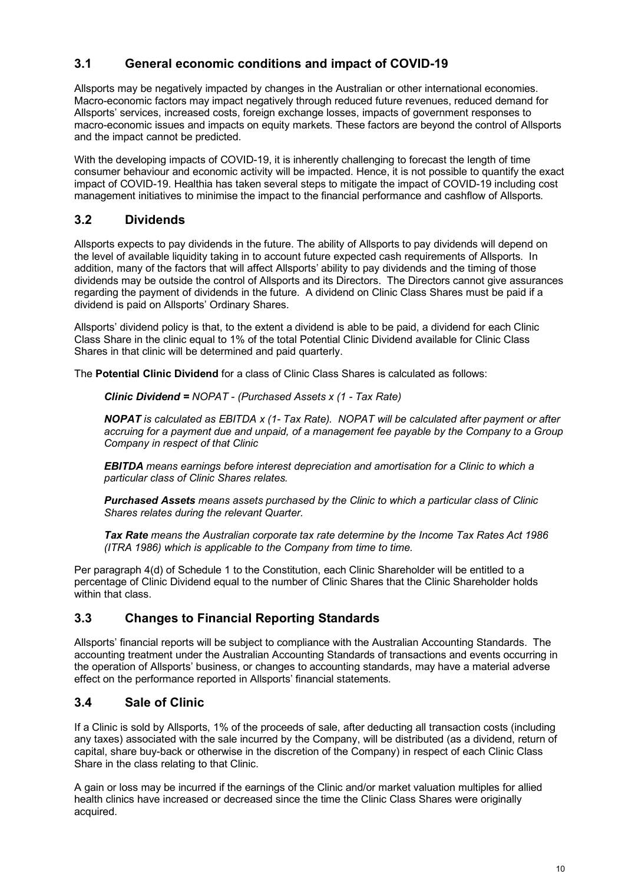## 3.1 General economic conditions and impact of COVID-19

Allsports may be negatively impacted by changes in the Australian or other international economies. Macro-economic factors may impact negatively through reduced future revenues, reduced demand for Allsports' services, increased costs, foreign exchange losses, impacts of government responses to macro-economic issues and impacts on equity markets. These factors are beyond the control of Allsports and the impact cannot be predicted.

With the developing impacts of COVID-19, it is inherently challenging to forecast the length of time consumer behaviour and economic activity will be impacted. Hence, it is not possible to quantify the exact impact of COVID-19. Healthia has taken several steps to mitigate the impact of COVID-19 including cost management initiatives to minimise the impact to the financial performance and cashflow of Allsports.

## 3.2 Dividends

Allsports expects to pay dividends in the future. The ability of Allsports to pay dividends will depend on the level of available liquidity taking in to account future expected cash requirements of Allsports. In addition, many of the factors that will affect Allsports' ability to pay dividends and the timing of those dividends may be outside the control of Allsports and its Directors. The Directors cannot give assurances regarding the payment of dividends in the future. A dividend on Clinic Class Shares must be paid if a dividend is paid on Allsports' Ordinary Shares.

Allsports' dividend policy is that, to the extent a dividend is able to be paid, a dividend for each Clinic Class Share in the clinic equal to 1% of the total Potential Clinic Dividend available for Clinic Class Shares in that clinic will be determined and paid quarterly.

The **Potential Clinic Dividend** for a class of Clinic Class Shares is calculated as follows:

> ***Clinic Dividend =*** *NOPAT - (Purchased Assets x (1 - Tax Rate)*
>
> ***NOPAT*** *is calculated as EBITDA x (1- Tax Rate). NOPAT will be calculated after payment or after accruing for a payment due and unpaid, of a management fee payable by the Company to a Group Company in respect of that Clinic*
>
> ***EBITDA*** *means earnings before interest depreciation and amortisation for a Clinic to which a particular class of Clinic Shares relates.*
>
> ***Purchased Assets*** *means assets purchased by the Clinic to which a particular class of Clinic Shares relates during the relevant Quarter.*
>
> ***Tax Rate*** *means the Australian corporate tax rate determine by the Income Tax Rates Act 1986 (ITRA 1986) which is applicable to the Company from time to time.*

Per paragraph 4(d) of Schedule 1 to the Constitution, each Clinic Shareholder will be entitled to a percentage of Clinic Dividend equal to the number of Clinic Shares that the Clinic Shareholder holds within that class.

## 3.3 Changes to Financial Reporting Standards

Allsports' financial reports will be subject to compliance with the Australian Accounting Standards. The accounting treatment under the Australian Accounting Standards of transactions and events occurring in the operation of Allsports' business, or changes to accounting standards, may have a material adverse effect on the performance reported in Allsports' financial statements.

## 3.4 Sale of Clinic

If a Clinic is sold by Allsports, 1% of the proceeds of sale, after deducting all transaction costs (including any taxes) associated with the sale incurred by the Company, will be distributed (as a dividend, return of capital, share buy-back or otherwise in the discretion of the Company) in respect of each Clinic Class Share in the class relating to that Clinic.

A gain or loss may be incurred if the earnings of the Clinic and/or market valuation multiples for allied health clinics have increased or decreased since the time the Clinic Class Shares were originally acquired.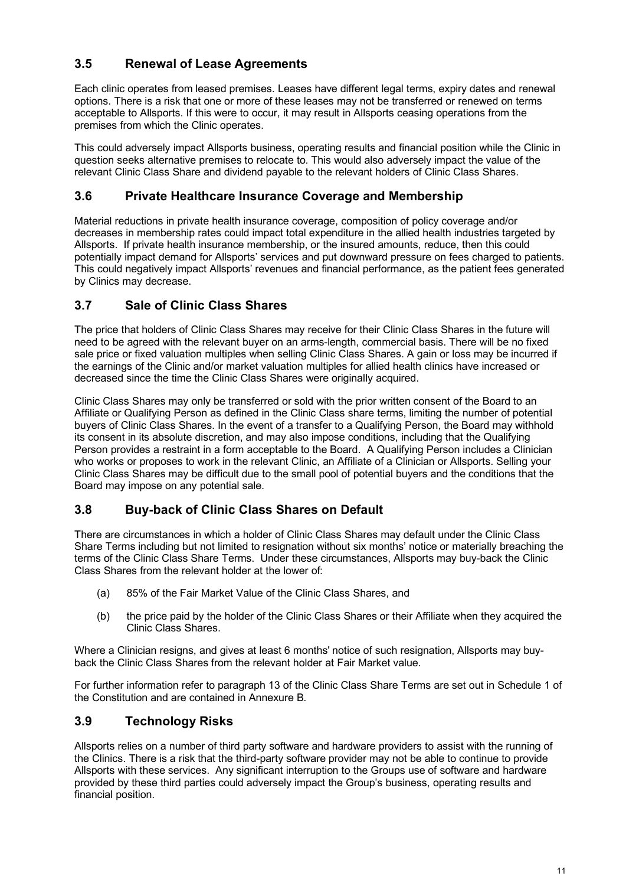## 3.5 Renewal of Lease Agreements

Each clinic operates from leased premises. Leases have different legal terms, expiry dates and renewal options. There is a risk that one or more of these leases may not be transferred or renewed on terms acceptable to Allsports. If this were to occur, it may result in Allsports ceasing operations from the premises from which the Clinic operates.

This could adversely impact Allsports business, operating results and financial position while the Clinic in question seeks alternative premises to relocate to. This would also adversely impact the value of the relevant Clinic Class Share and dividend payable to the relevant holders of Clinic Class Shares.

## 3.6 Private Healthcare Insurance Coverage and Membership

Material reductions in private health insurance coverage, composition of policy coverage and/or decreases in membership rates could impact total expenditure in the allied health industries targeted by Allsports. If private health insurance membership, or the insured amounts, reduce, then this could potentially impact demand for Allsports' services and put downward pressure on fees charged to patients. This could negatively impact Allsports' revenues and financial performance, as the patient fees generated by Clinics may decrease.

## 3.7 Sale of Clinic Class Shares

The price that holders of Clinic Class Shares may receive for their Clinic Class Shares in the future will need to be agreed with the relevant buyer on an arms-length, commercial basis. There will be no fixed sale price or fixed valuation multiples when selling Clinic Class Shares. A gain or loss may be incurred if the earnings of the Clinic and/or market valuation multiples for allied health clinics have increased or decreased since the time the Clinic Class Shares were originally acquired.

Clinic Class Shares may only be transferred or sold with the prior written consent of the Board to an Affiliate or Qualifying Person as defined in the Clinic Class share terms, limiting the number of potential buyers of Clinic Class Shares. In the event of a transfer to a Qualifying Person, the Board may withhold its consent in its absolute discretion, and may also impose conditions, including that the Qualifying Person provides a restraint in a form acceptable to the Board. A Qualifying Person includes a Clinician who works or proposes to work in the relevant Clinic, an Affiliate of a Clinician or Allsports. Selling your Clinic Class Shares may be difficult due to the small pool of potential buyers and the conditions that the Board may impose on any potential sale.

## 3.8 Buy-back of Clinic Class Shares on Default

There are circumstances in which a holder of Clinic Class Shares may default under the Clinic Class Share Terms including but not limited to resignation without six months' notice or materially breaching the terms of the Clinic Class Share Terms. Under these circumstances, Allsports may buy-back the Clinic Class Shares from the relevant holder at the lower of:

(a) 85% of the Fair Market Value of the Clinic Class Shares, and

(b) the price paid by the holder of the Clinic Class Shares or their Affiliate when they acquired the Clinic Class Shares.

Where a Clinician resigns, and gives at least 6 months' notice of such resignation, Allsports may buy-back the Clinic Class Shares from the relevant holder at Fair Market value.

For further information refer to paragraph 13 of the Clinic Class Share Terms are set out in Schedule 1 of the Constitution and are contained in Annexure B.

## 3.9 Technology Risks

Allsports relies on a number of third party software and hardware providers to assist with the running of the Clinics. There is a risk that the third-party software provider may not be able to continue to provide Allsports with these services. Any significant interruption to the Groups use of software and hardware provided by these third parties could adversely impact the Group's business, operating results and financial position.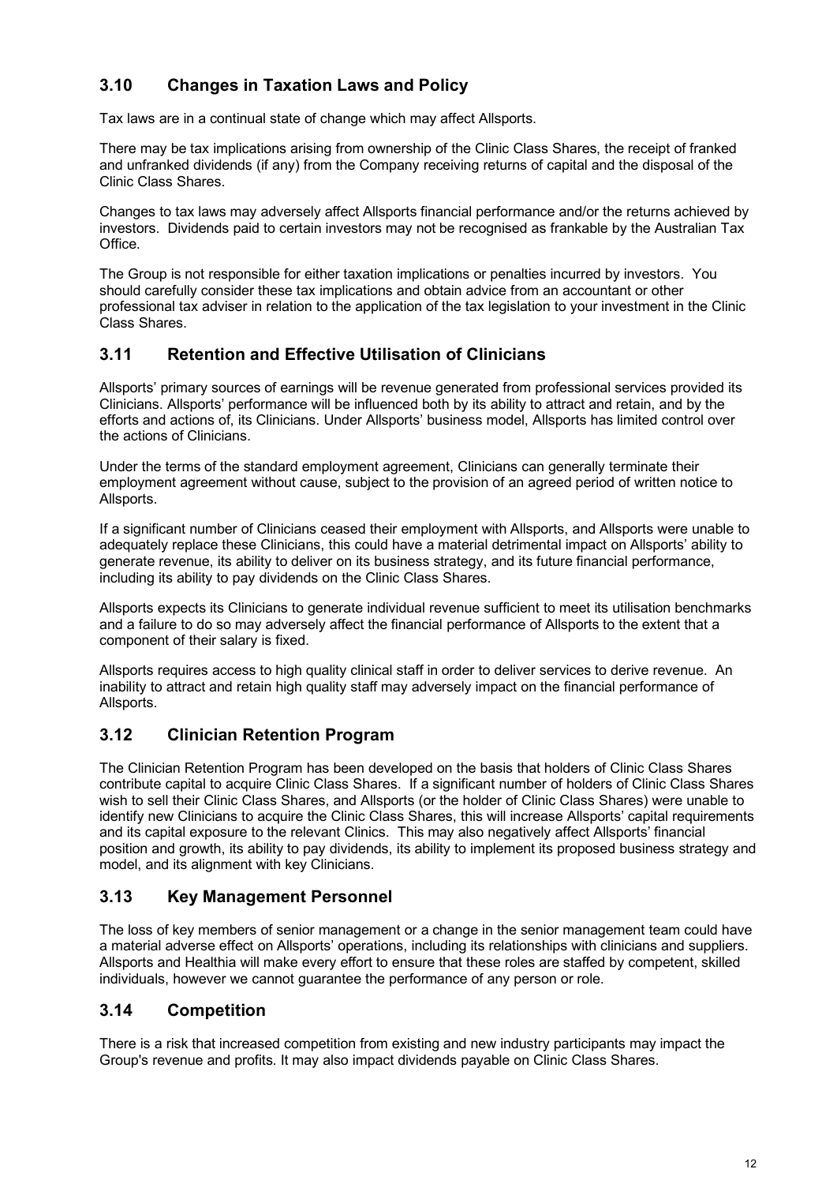## 3.10 Changes in Taxation Laws and Policy

Tax laws are in a continual state of change which may affect Allsports.

There may be tax implications arising from ownership of the Clinic Class Shares, the receipt of franked and unfranked dividends (if any) from the Company receiving returns of capital and the disposal of the Clinic Class Shares.

Changes to tax laws may adversely affect Allsports financial performance and/or the returns achieved by investors. Dividends paid to certain investors may not be recognised as frankable by the Australian Tax Office.

The Group is not responsible for either taxation implications or penalties incurred by investors. You should carefully consider these tax implications and obtain advice from an accountant or other professional tax adviser in relation to the application of the tax legislation to your investment in the Clinic Class Shares.

## 3.11 Retention and Effective Utilisation of Clinicians

Allsports' primary sources of earnings will be revenue generated from professional services provided its Clinicians. Allsports' performance will be influenced both by its ability to attract and retain, and by the efforts and actions of, its Clinicians. Under Allsports' business model, Allsports has limited control over the actions of Clinicians.

Under the terms of the standard employment agreement, Clinicians can generally terminate their employment agreement without cause, subject to the provision of an agreed period of written notice to Allsports.

If a significant number of Clinicians ceased their employment with Allsports, and Allsports were unable to adequately replace these Clinicians, this could have a material detrimental impact on Allsports' ability to generate revenue, its ability to deliver on its business strategy, and its future financial performance, including its ability to pay dividends on the Clinic Class Shares.

Allsports expects its Clinicians to generate individual revenue sufficient to meet its utilisation benchmarks and a failure to do so may adversely affect the financial performance of Allsports to the extent that a component of their salary is fixed.

Allsports requires access to high quality clinical staff in order to deliver services to derive revenue. An inability to attract and retain high quality staff may adversely impact on the financial performance of Allsports.

## 3.12 Clinician Retention Program

The Clinician Retention Program has been developed on the basis that holders of Clinic Class Shares contribute capital to acquire Clinic Class Shares. If a significant number of holders of Clinic Class Shares wish to sell their Clinic Class Shares, and Allsports (or the holder of Clinic Class Shares) were unable to identify new Clinicians to acquire the Clinic Class Shares, this will increase Allsports' capital requirements and its capital exposure to the relevant Clinics. This may also negatively affect Allsports' financial position and growth, its ability to pay dividends, its ability to implement its proposed business strategy and model, and its alignment with key Clinicians.

## 3.13 Key Management Personnel

The loss of key members of senior management or a change in the senior management team could have a material adverse effect on Allsports' operations, including its relationships with clinicians and suppliers. Allsports and Healthia will make every effort to ensure that these roles are staffed by competent, skilled individuals, however we cannot guarantee the performance of any person or role.

## 3.14 Competition

There is a risk that increased competition from existing and new industry participants may impact the Group's revenue and profits. It may also impact dividends payable on Clinic Class Shares.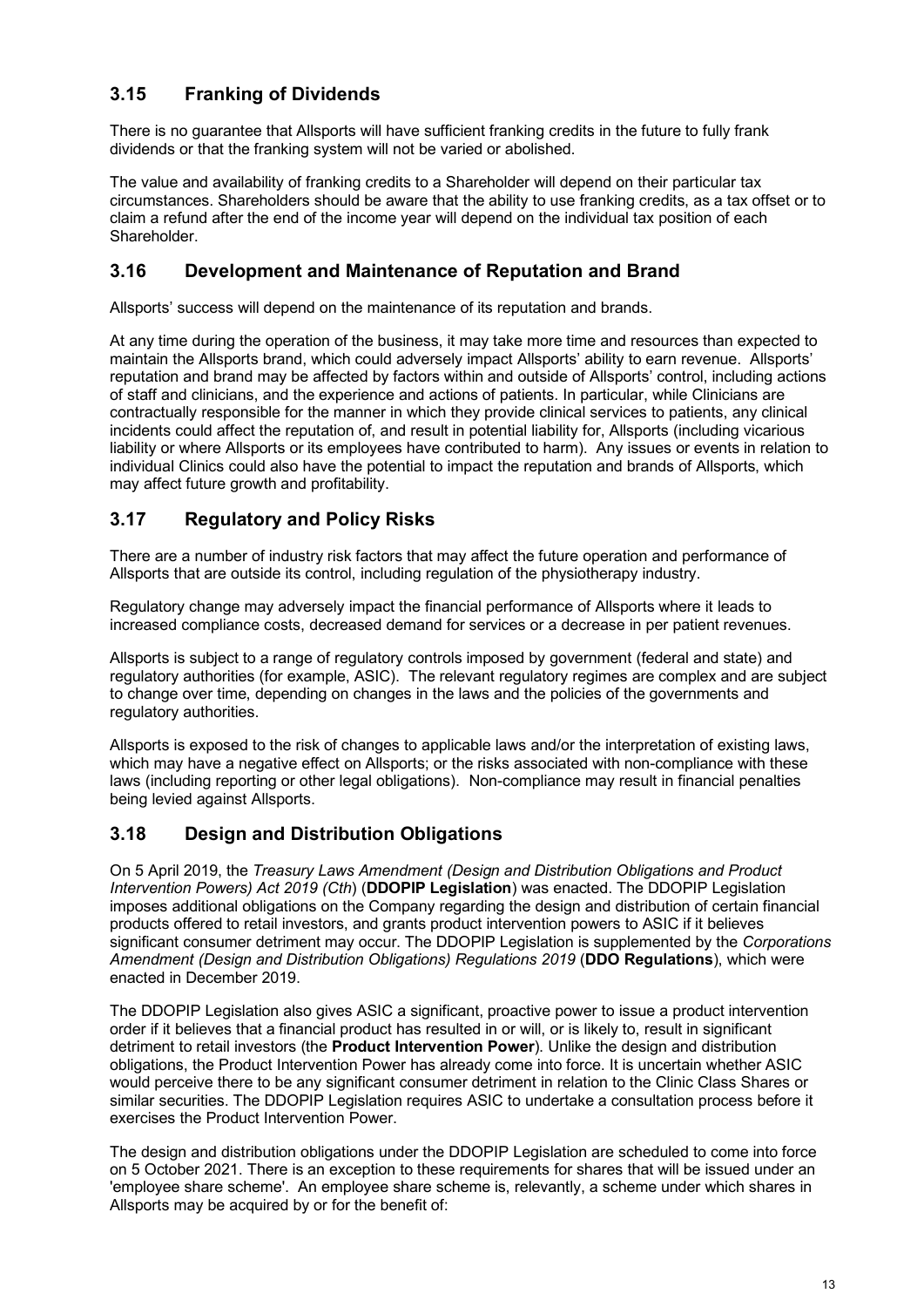## 3.15 Franking of Dividends

There is no guarantee that Allsports will have sufficient franking credits in the future to fully frank dividends or that the franking system will not be varied or abolished.

The value and availability of franking credits to a Shareholder will depend on their particular tax circumstances. Shareholders should be aware that the ability to use franking credits, as a tax offset or to claim a refund after the end of the income year will depend on the individual tax position of each Shareholder.

## 3.16 Development and Maintenance of Reputation and Brand

Allsports' success will depend on the maintenance of its reputation and brands.

At any time during the operation of the business, it may take more time and resources than expected to maintain the Allsports brand, which could adversely impact Allsports' ability to earn revenue. Allsports' reputation and brand may be affected by factors within and outside of Allsports' control, including actions of staff and clinicians, and the experience and actions of patients. In particular, while Clinicians are contractually responsible for the manner in which they provide clinical services to patients, any clinical incidents could affect the reputation of, and result in potential liability for, Allsports (including vicarious liability or where Allsports or its employees have contributed to harm). Any issues or events in relation to individual Clinics could also have the potential to impact the reputation and brands of Allsports, which may affect future growth and profitability.

## 3.17 Regulatory and Policy Risks

There are a number of industry risk factors that may affect the future operation and performance of Allsports that are outside its control, including regulation of the physiotherapy industry.

Regulatory change may adversely impact the financial performance of Allsports where it leads to increased compliance costs, decreased demand for services or a decrease in per patient revenues.

Allsports is subject to a range of regulatory controls imposed by government (federal and state) and regulatory authorities (for example, ASIC). The relevant regulatory regimes are complex and are subject to change over time, depending on changes in the laws and the policies of the governments and regulatory authorities.

Allsports is exposed to the risk of changes to applicable laws and/or the interpretation of existing laws, which may have a negative effect on Allsports; or the risks associated with non-compliance with these laws (including reporting or other legal obligations). Non-compliance may result in financial penalties being levied against Allsports.

## 3.18 Design and Distribution Obligations

On 5 April 2019, the *Treasury Laws Amendment (Design and Distribution Obligations and Product Intervention Powers) Act 2019 (Cth)* (**DDOPIP Legislation**) was enacted. The DDOPIP Legislation imposes additional obligations on the Company regarding the design and distribution of certain financial products offered to retail investors, and grants product intervention powers to ASIC if it believes significant consumer detriment may occur. The DDOPIP Legislation is supplemented by the *Corporations Amendment (Design and Distribution Obligations) Regulations 2019* (**DDO Regulations**), which were enacted in December 2019.

The DDOPIP Legislation also gives ASIC a significant, proactive power to issue a product intervention order if it believes that a financial product has resulted in or will, or is likely to, result in significant detriment to retail investors (the **Product Intervention Power**). Unlike the design and distribution obligations, the Product Intervention Power has already come into force. It is uncertain whether ASIC would perceive there to be any significant consumer detriment in relation to the Clinic Class Shares or similar securities. The DDOPIP Legislation requires ASIC to undertake a consultation process before it exercises the Product Intervention Power.

The design and distribution obligations under the DDOPIP Legislation are scheduled to come into force on 5 October 2021. There is an exception to these requirements for shares that will be issued under an 'employee share scheme'. An employee share scheme is, relevantly, a scheme under which shares in Allsports may be acquired by or for the benefit of: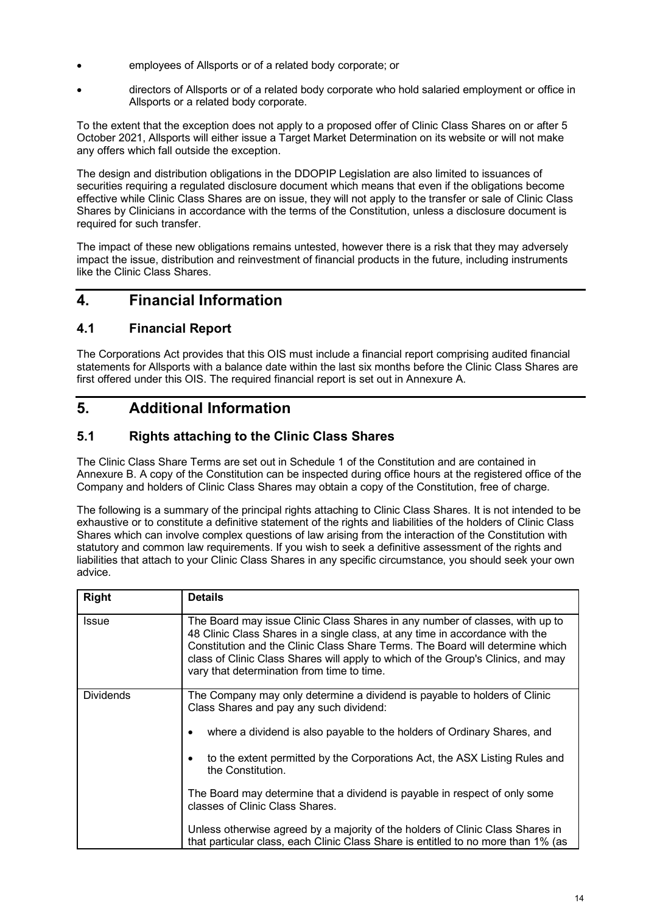- employees of Allsports or of a related body corporate; or
- directors of Allsports or of a related body corporate who hold salaried employment or office in Allsports or a related body corporate.

To the extent that the exception does not apply to a proposed offer of Clinic Class Shares on or after 5 October 2021, Allsports will either issue a Target Market Determination on its website or will not make any offers which fall outside the exception.

The design and distribution obligations in the DDOPIP Legislation are also limited to issuances of securities requiring a regulated disclosure document which means that even if the obligations become effective while Clinic Class Shares are on issue, they will not apply to the transfer or sale of Clinic Class Shares by Clinicians in accordance with the terms of the Constitution, unless a disclosure document is required for such transfer.

The impact of these new obligations remains untested, however there is a risk that they may adversely impact the issue, distribution and reinvestment of financial products in the future, including instruments like the Clinic Class Shares.

# 4. Financial Information

## 4.1 Financial Report

The Corporations Act provides that this OIS must include a financial report comprising audited financial statements for Allsports with a balance date within the last six months before the Clinic Class Shares are first offered under this OIS. The required financial report is set out in Annexure A.

# 5. Additional Information

## 5.1 Rights attaching to the Clinic Class Shares

The Clinic Class Share Terms are set out in Schedule 1 of the Constitution and are contained in Annexure B. A copy of the Constitution can be inspected during office hours at the registered office of the Company and holders of Clinic Class Shares may obtain a copy of the Constitution, free of charge.

The following is a summary of the principal rights attaching to Clinic Class Shares. It is not intended to be exhaustive or to constitute a definitive statement of the rights and liabilities of the holders of Clinic Class Shares which can involve complex questions of law arising from the interaction of the Constitution with statutory and common law requirements. If you wish to seek a definitive assessment of the rights and liabilities that attach to your Clinic Class Shares in any specific circumstance, you should seek your own advice.

| Right | Details |
|---|---|
| Issue | The Board may issue Clinic Class Shares in any number of classes, with up to 48 Clinic Class Shares in a single class, at any time in accordance with the Constitution and the Clinic Class Share Terms. The Board will determine which class of Clinic Class Shares will apply to which of the Group's Clinics, and may vary that determination from time to time. |
| Dividends | The Company may only determine a dividend is payable to holders of Clinic Class Shares and pay any such dividend:<br>• where a dividend is also payable to the holders of Ordinary Shares, and<br>• to the extent permitted by the Corporations Act, the ASX Listing Rules and the Constitution.<br><br>The Board may determine that a dividend is payable in respect of only some classes of Clinic Class Shares.<br><br>Unless otherwise agreed by a majority of the holders of Clinic Class Shares in that particular class, each Clinic Class Share is entitled to no more than 1% (as |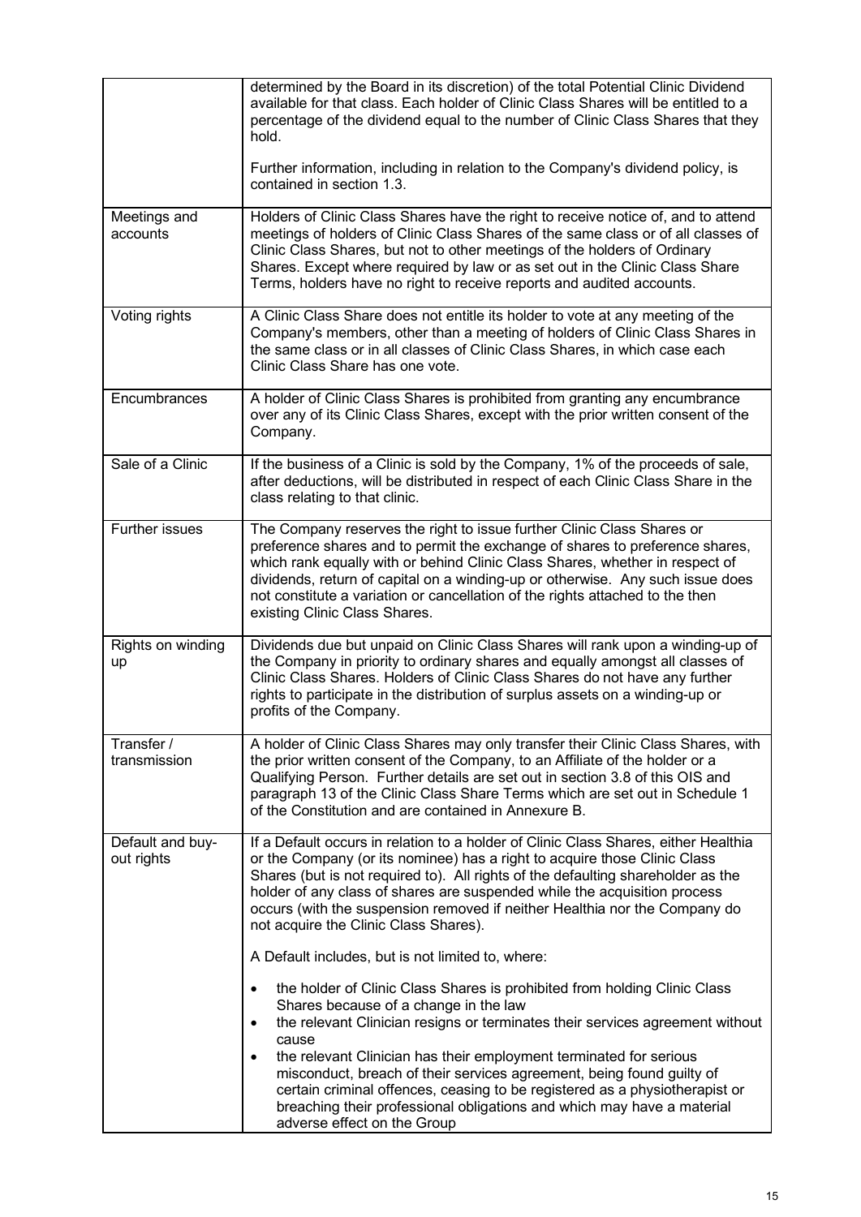| | |
|---|---|
| | determined by the Board in its discretion) of the total Potential Clinic Dividend available for that class. Each holder of Clinic Class Shares will be entitled to a percentage of the dividend equal to the number of Clinic Class Shares that they hold.<br><br>Further information, including in relation to the Company's dividend policy, is contained in section 1.3. |
| Meetings and accounts | Holders of Clinic Class Shares have the right to receive notice of, and to attend meetings of holders of Clinic Class Shares of the same class or of all classes of Clinic Class Shares, but not to other meetings of the holders of Ordinary Shares. Except where required by law or as set out in the Clinic Class Share Terms, holders have no right to receive reports and audited accounts. |
| Voting rights | A Clinic Class Share does not entitle its holder to vote at any meeting of the Company's members, other than a meeting of holders of Clinic Class Shares in the same class or in all classes of Clinic Class Shares, in which case each Clinic Class Share has one vote. |
| Encumbrances | A holder of Clinic Class Shares is prohibited from granting any encumbrance over any of its Clinic Class Shares, except with the prior written consent of the Company. |
| Sale of a Clinic | If the business of a Clinic is sold by the Company, 1% of the proceeds of sale, after deductions, will be distributed in respect of each Clinic Class Share in the class relating to that clinic. |
| Further issues | The Company reserves the right to issue further Clinic Class Shares or preference shares and to permit the exchange of shares to preference shares, which rank equally with or behind Clinic Class Shares, whether in respect of dividends, return of capital on a winding-up or otherwise. Any such issue does not constitute a variation or cancellation of the rights attached to the then existing Clinic Class Shares. |
| Rights on winding up | Dividends due but unpaid on Clinic Class Shares will rank upon a winding-up of the Company in priority to ordinary shares and equally amongst all classes of Clinic Class Shares. Holders of Clinic Class Shares do not have any further rights to participate in the distribution of surplus assets on a winding-up or profits of the Company. |
| Transfer / transmission | A holder of Clinic Class Shares may only transfer their Clinic Class Shares, with the prior written consent of the Company, to an Affiliate of the holder or a Qualifying Person. Further details are set out in section 3.8 of this OIS and paragraph 13 of the Clinic Class Share Terms which are set out in Schedule 1 of the Constitution and are contained in Annexure B. |
| Default and buy-out rights | If a Default occurs in relation to a holder of Clinic Class Shares, either Healthia or the Company (or its nominee) has a right to acquire those Clinic Class Shares (but is not required to). All rights of the defaulting shareholder as the holder of any class of shares are suspended while the acquisition process occurs (with the suspension removed if neither Healthia nor the Company do not acquire the Clinic Class Shares).<br><br>A Default includes, but is not limited to, where:<br><br>• the holder of Clinic Class Shares is prohibited from holding Clinic Class Shares because of a change in the law<br>• the relevant Clinician resigns or terminates their services agreement without cause<br>• the relevant Clinician has their employment terminated for serious misconduct, breach of their services agreement, being found guilty of certain criminal offences, ceasing to be registered as a physiotherapist or breaching their professional obligations and which may have a material adverse effect on the Group |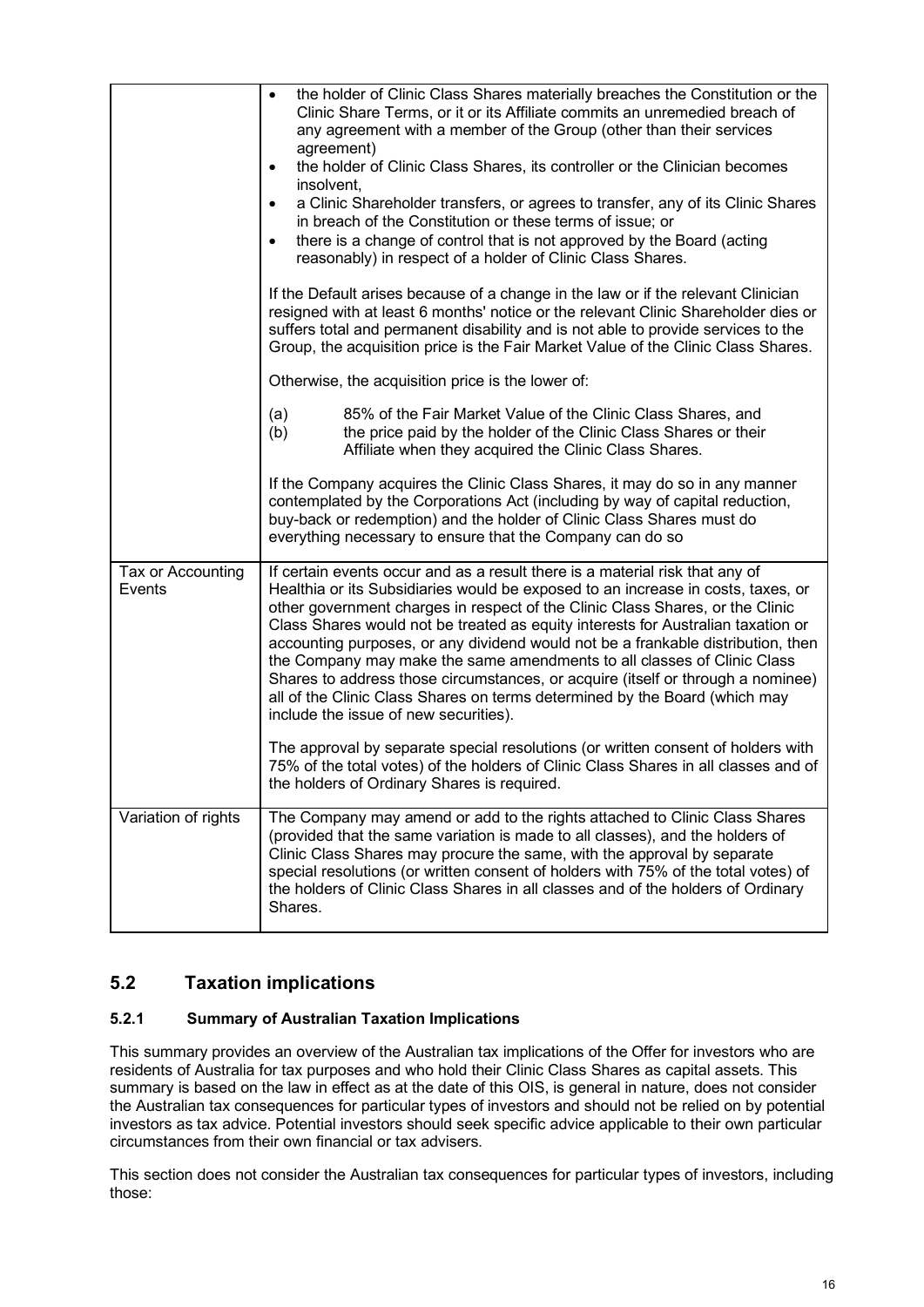| | |
|---|---|
| | • the holder of Clinic Class Shares materially breaches the Constitution or the Clinic Share Terms, or it or its Affiliate commits an unremedied breach of any agreement with a member of the Group (other than their services agreement)<br>• the holder of Clinic Class Shares, its controller or the Clinician becomes insolvent,<br>• a Clinic Shareholder transfers, or agrees to transfer, any of its Clinic Shares in breach of the Constitution or these terms of issue; or<br>• there is a change of control that is not approved by the Board (acting reasonably) in respect of a holder of Clinic Class Shares.<br><br>If the Default arises because of a change in the law or if the relevant Clinician resigned with at least 6 months' notice or the relevant Clinic Shareholder dies or suffers total and permanent disability and is not able to provide services to the Group, the acquisition price is the Fair Market Value of the Clinic Class Shares.<br><br>Otherwise, the acquisition price is the lower of:<br><br>(a) 85% of the Fair Market Value of the Clinic Class Shares, and<br>(b) the price paid by the holder of the Clinic Class Shares or their Affiliate when they acquired the Clinic Class Shares.<br><br>If the Company acquires the Clinic Class Shares, it may do so in any manner contemplated by the Corporations Act (including by way of capital reduction, buy-back or redemption) and the holder of Clinic Class Shares must do everything necessary to ensure that the Company can do so |
| Tax or Accounting Events | If certain events occur and as a result there is a material risk that any of Healthia or its Subsidiaries would be exposed to an increase in costs, taxes, or other government charges in respect of the Clinic Class Shares, or the Clinic Class Shares would not be treated as equity interests for Australian taxation or accounting purposes, or any dividend would not be a frankable distribution, then the Company may make the same amendments to all classes of Clinic Class Shares to address those circumstances, or acquire (itself or through a nominee) all of the Clinic Class Shares on terms determined by the Board (which may include the issue of new securities).<br><br>The approval by separate special resolutions (or written consent of holders with 75% of the total votes) of the holders of Clinic Class Shares in all classes and of the holders of Ordinary Shares is required. |
| Variation of rights | The Company may amend or add to the rights attached to Clinic Class Shares (provided that the same variation is made to all classes), and the holders of Clinic Class Shares may procure the same, with the approval by separate special resolutions (or written consent of holders with 75% of the total votes) of the holders of Clinic Class Shares in all classes and of the holders of Ordinary Shares. |

## 5.2 Taxation implications

### 5.2.1 Summary of Australian Taxation Implications

This summary provides an overview of the Australian tax implications of the Offer for investors who are residents of Australia for tax purposes and who hold their Clinic Class Shares as capital assets. This summary is based on the law in effect as at the date of this OIS, is general in nature, does not consider the Australian tax consequences for particular types of investors and should not be relied on by potential investors as tax advice. Potential investors should seek specific advice applicable to their own particular circumstances from their own financial or tax advisers.

This section does not consider the Australian tax consequences for particular types of investors, including those: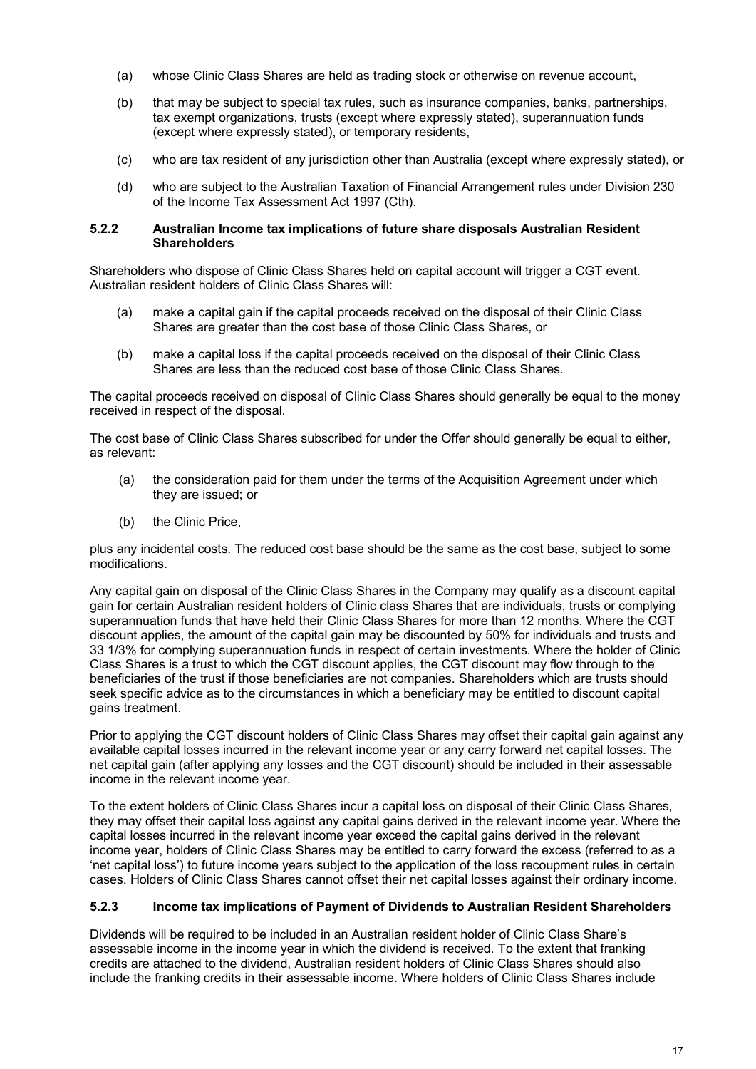(a) whose Clinic Class Shares are held as trading stock or otherwise on revenue account,

(b) that may be subject to special tax rules, such as insurance companies, banks, partnerships, tax exempt organizations, trusts (except where expressly stated), superannuation funds (except where expressly stated), or temporary residents,

(c) who are tax resident of any jurisdiction other than Australia (except where expressly stated), or

(d) who are subject to the Australian Taxation of Financial Arrangement rules under Division 230 of the Income Tax Assessment Act 1997 (Cth).

### 5.2.2 Australian Income tax implications of future share disposals Australian Resident Shareholders

Shareholders who dispose of Clinic Class Shares held on capital account will trigger a CGT event. Australian resident holders of Clinic Class Shares will:

(a) make a capital gain if the capital proceeds received on the disposal of their Clinic Class Shares are greater than the cost base of those Clinic Class Shares, or

(b) make a capital loss if the capital proceeds received on the disposal of their Clinic Class Shares are less than the reduced cost base of those Clinic Class Shares.

The capital proceeds received on disposal of Clinic Class Shares should generally be equal to the money received in respect of the disposal.

The cost base of Clinic Class Shares subscribed for under the Offer should generally be equal to either, as relevant:

(a) the consideration paid for them under the terms of the Acquisition Agreement under which they are issued; or

(b) the Clinic Price,

plus any incidental costs. The reduced cost base should be the same as the cost base, subject to some modifications.

Any capital gain on disposal of the Clinic Class Shares in the Company may qualify as a discount capital gain for certain Australian resident holders of Clinic class Shares that are individuals, trusts or complying superannuation funds that have held their Clinic Class Shares for more than 12 months. Where the CGT discount applies, the amount of the capital gain may be discounted by 50% for individuals and trusts and 33 1/3% for complying superannuation funds in respect of certain investments. Where the holder of Clinic Class Shares is a trust to which the CGT discount applies, the CGT discount may flow through to the beneficiaries of the trust if those beneficiaries are not companies. Shareholders which are trusts should seek specific advice as to the circumstances in which a beneficiary may be entitled to discount capital gains treatment.

Prior to applying the CGT discount holders of Clinic Class Shares may offset their capital gain against any available capital losses incurred in the relevant income year or any carry forward net capital losses. The net capital gain (after applying any losses and the CGT discount) should be included in their assessable income in the relevant income year.

To the extent holders of Clinic Class Shares incur a capital loss on disposal of their Clinic Class Shares, they may offset their capital loss against any capital gains derived in the relevant income year. Where the capital losses incurred in the relevant income year exceed the capital gains derived in the relevant income year, holders of Clinic Class Shares may be entitled to carry forward the excess (referred to as a 'net capital loss') to future income years subject to the application of the loss recoupment rules in certain cases. Holders of Clinic Class Shares cannot offset their net capital losses against their ordinary income.

### 5.2.3 Income tax implications of Payment of Dividends to Australian Resident Shareholders

Dividends will be required to be included in an Australian resident holder of Clinic Class Share's assessable income in the income year in which the dividend is received. To the extent that franking credits are attached to the dividend, Australian resident holders of Clinic Class Shares should also include the franking credits in their assessable income. Where holders of Clinic Class Shares include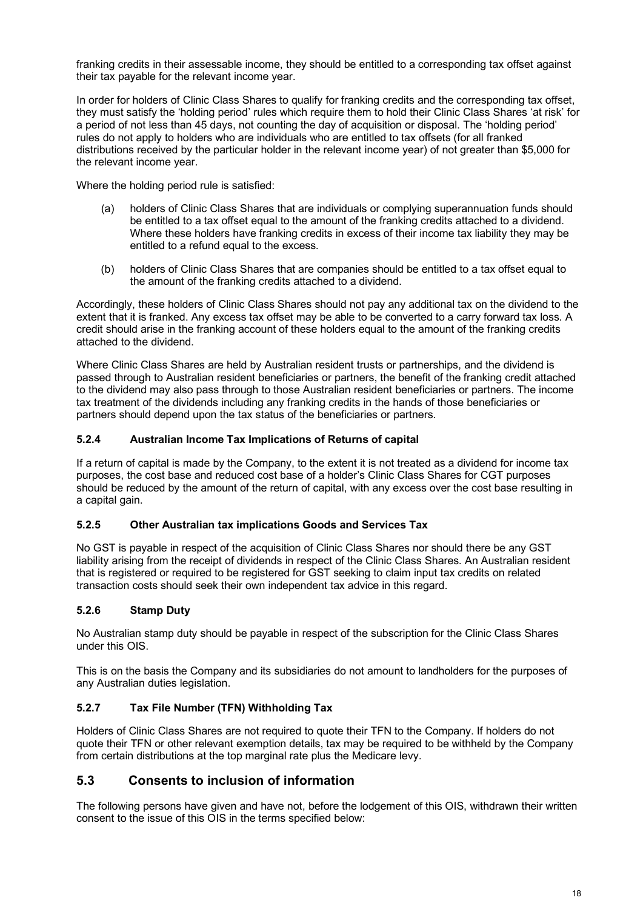franking credits in their assessable income, they should be entitled to a corresponding tax offset against their tax payable for the relevant income year.

In order for holders of Clinic Class Shares to qualify for franking credits and the corresponding tax offset, they must satisfy the 'holding period' rules which require them to hold their Clinic Class Shares 'at risk' for a period of not less than 45 days, not counting the day of acquisition or disposal. The 'holding period' rules do not apply to holders who are individuals who are entitled to tax offsets (for all franked distributions received by the particular holder in the relevant income year) of not greater than $5,000 for the relevant income year.

Where the holding period rule is satisfied:

(a) holders of Clinic Class Shares that are individuals or complying superannuation funds should be entitled to a tax offset equal to the amount of the franking credits attached to a dividend. Where these holders have franking credits in excess of their income tax liability they may be entitled to a refund equal to the excess.

(b) holders of Clinic Class Shares that are companies should be entitled to a tax offset equal to the amount of the franking credits attached to a dividend.

Accordingly, these holders of Clinic Class Shares should not pay any additional tax on the dividend to the extent that it is franked. Any excess tax offset may be able to be converted to a carry forward tax loss. A credit should arise in the franking account of these holders equal to the amount of the franking credits attached to the dividend.

Where Clinic Class Shares are held by Australian resident trusts or partnerships, and the dividend is passed through to Australian resident beneficiaries or partners, the benefit of the franking credit attached to the dividend may also pass through to those Australian resident beneficiaries or partners. The income tax treatment of the dividends including any franking credits in the hands of those beneficiaries or partners should depend upon the tax status of the beneficiaries or partners.

### 5.2.4 Australian Income Tax Implications of Returns of capital

If a return of capital is made by the Company, to the extent it is not treated as a dividend for income tax purposes, the cost base and reduced cost base of a holder's Clinic Class Shares for CGT purposes should be reduced by the amount of the return of capital, with any excess over the cost base resulting in a capital gain.

### 5.2.5 Other Australian tax implications Goods and Services Tax

No GST is payable in respect of the acquisition of Clinic Class Shares nor should there be any GST liability arising from the receipt of dividends in respect of the Clinic Class Shares. An Australian resident that is registered or required to be registered for GST seeking to claim input tax credits on related transaction costs should seek their own independent tax advice in this regard.

### 5.2.6 Stamp Duty

No Australian stamp duty should be payable in respect of the subscription for the Clinic Class Shares under this OIS.

This is on the basis the Company and its subsidiaries do not amount to landholders for the purposes of any Australian duties legislation.

### 5.2.7 Tax File Number (TFN) Withholding Tax

Holders of Clinic Class Shares are not required to quote their TFN to the Company. If holders do not quote their TFN or other relevant exemption details, tax may be required to be withheld by the Company from certain distributions at the top marginal rate plus the Medicare levy.

## 5.3 Consents to inclusion of information

The following persons have given and have not, before the lodgement of this OIS, withdrawn their written consent to the issue of this OIS in the terms specified below: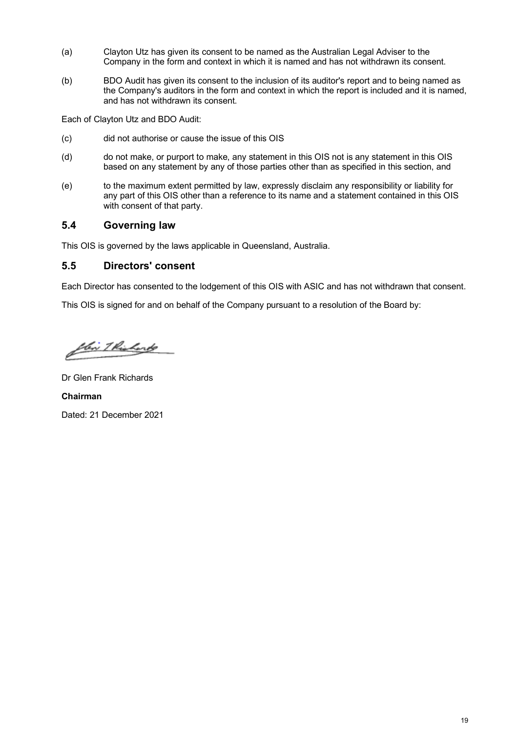(a) Clayton Utz has given its consent to be named as the Australian Legal Adviser to the Company in the form and context in which it is named and has not withdrawn its consent.

(b) BDO Audit has given its consent to the inclusion of its auditor's report and to being named as the Company's auditors in the form and context in which the report is included and it is named, and has not withdrawn its consent.

Each of Clayton Utz and BDO Audit:

(c) did not authorise or cause the issue of this OIS

(d) do not make, or purport to make, any statement in this OIS not is any statement in this OIS based on any statement by any of those parties other than as specified in this section, and

(e) to the maximum extent permitted by law, expressly disclaim any responsibility or liability for any part of this OIS other than a reference to its name and a statement contained in this OIS with consent of that party.

## 5.4 Governing law

This OIS is governed by the laws applicable in Queensland, Australia.

## 5.5 Directors' consent

Each Director has consented to the lodgement of this OIS with ASIC and has not withdrawn that consent.

This OIS is signed for and on behalf of the Company pursuant to a resolution of the Board by:

Dr Glen Frank Richards

**Chairman**

Dated: 21 December 2021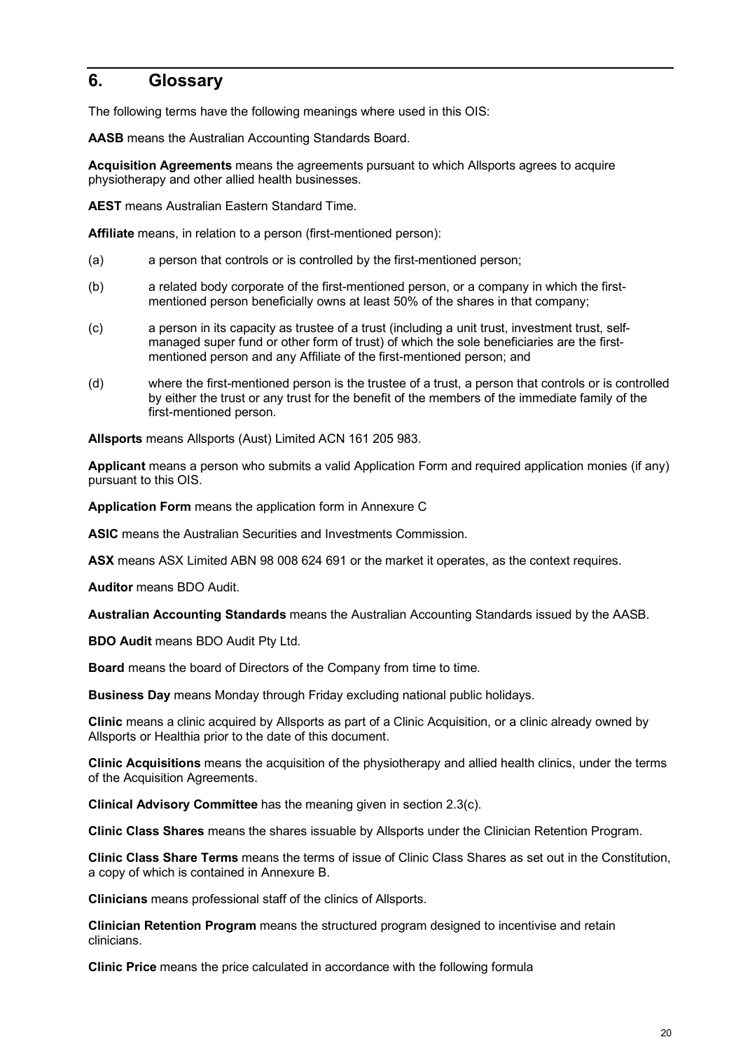## 6. Glossary

The following terms have the following meanings where used in this OIS:

**AASB** means the Australian Accounting Standards Board.

**Acquisition Agreements** means the agreements pursuant to which Allsports agrees to acquire physiotherapy and other allied health businesses.

**AEST** means Australian Eastern Standard Time.

**Affiliate** means, in relation to a person (first-mentioned person):

(a) a person that controls or is controlled by the first-mentioned person;

(b) a related body corporate of the first-mentioned person, or a company in which the first-mentioned person beneficially owns at least 50% of the shares in that company;

(c) a person in its capacity as trustee of a trust (including a unit trust, investment trust, self-managed super fund or other form of trust) of which the sole beneficiaries are the first-mentioned person and any Affiliate of the first-mentioned person; and

(d) where the first-mentioned person is the trustee of a trust, a person that controls or is controlled by either the trust or any trust for the benefit of the members of the immediate family of the first-mentioned person.

**Allsports** means Allsports (Aust) Limited ACN 161 205 983.

**Applicant** means a person who submits a valid Application Form and required application monies (if any) pursuant to this OIS.

**Application Form** means the application form in Annexure C

**ASIC** means the Australian Securities and Investments Commission.

**ASX** means ASX Limited ABN 98 008 624 691 or the market it operates, as the context requires.

**Auditor** means BDO Audit.

**Australian Accounting Standards** means the Australian Accounting Standards issued by the AASB.

**BDO Audit** means BDO Audit Pty Ltd.

**Board** means the board of Directors of the Company from time to time.

**Business Day** means Monday through Friday excluding national public holidays.

**Clinic** means a clinic acquired by Allsports as part of a Clinic Acquisition, or a clinic already owned by Allsports or Healthia prior to the date of this document.

**Clinic Acquisitions** means the acquisition of the physiotherapy and allied health clinics, under the terms of the Acquisition Agreements.

**Clinical Advisory Committee** has the meaning given in section 2.3(c).

**Clinic Class Shares** means the shares issuable by Allsports under the Clinician Retention Program.

**Clinic Class Share Terms** means the terms of issue of Clinic Class Shares as set out in the Constitution, a copy of which is contained in Annexure B.

**Clinicians** means professional staff of the clinics of Allsports.

**Clinician Retention Program** means the structured program designed to incentivise and retain clinicians.

**Clinic Price** means the price calculated in accordance with the following formula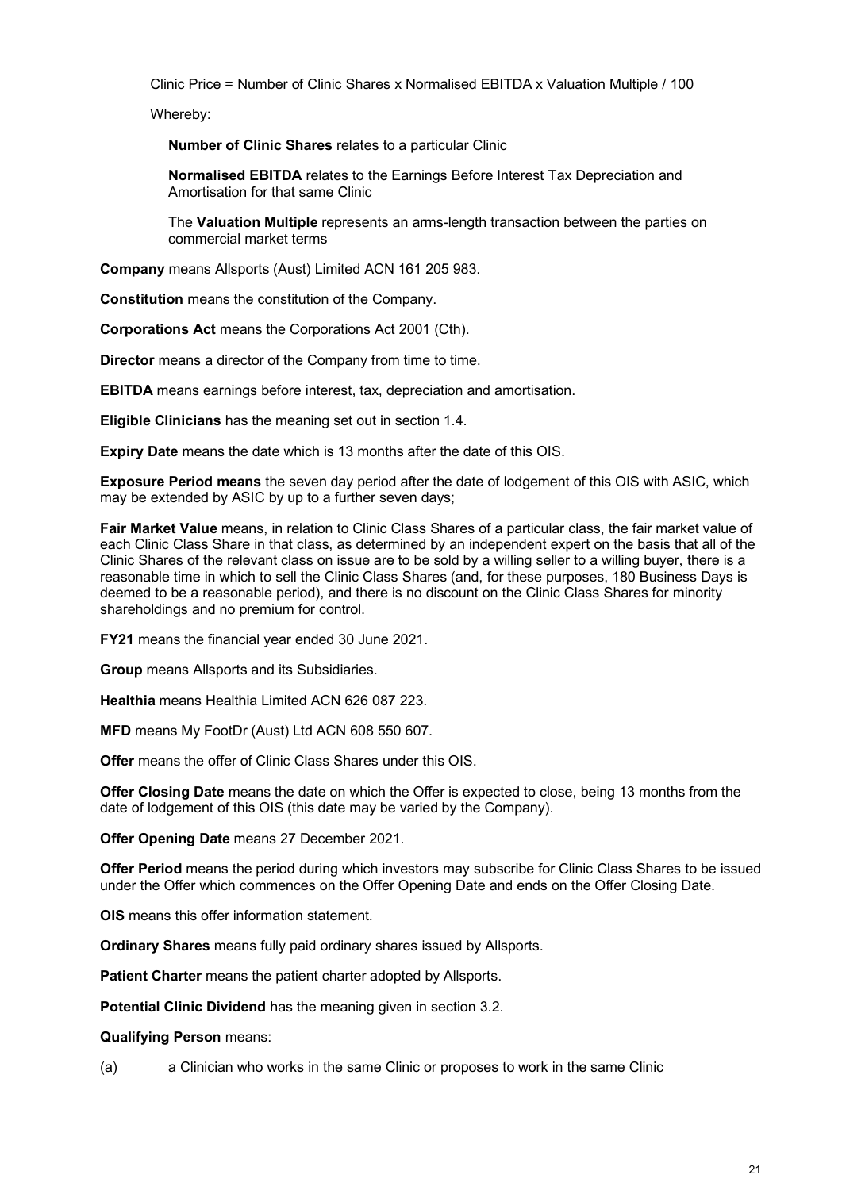Clinic Price = Number of Clinic Shares x Normalised EBITDA x Valuation Multiple / 100

Whereby:

**Number of Clinic Shares** relates to a particular Clinic

**Normalised EBITDA** relates to the Earnings Before Interest Tax Depreciation and Amortisation for that same Clinic

The **Valuation Multiple** represents an arms-length transaction between the parties on commercial market terms

**Company** means Allsports (Aust) Limited ACN 161 205 983.

**Constitution** means the constitution of the Company.

**Corporations Act** means the Corporations Act 2001 (Cth).

**Director** means a director of the Company from time to time.

**EBITDA** means earnings before interest, tax, depreciation and amortisation.

**Eligible Clinicians** has the meaning set out in section 1.4.

**Expiry Date** means the date which is 13 months after the date of this OIS.

**Exposure Period means** the seven day period after the date of lodgement of this OIS with ASIC, which may be extended by ASIC by up to a further seven days;

**Fair Market Value** means, in relation to Clinic Class Shares of a particular class, the fair market value of each Clinic Class Share in that class, as determined by an independent expert on the basis that all of the Clinic Shares of the relevant class on issue are to be sold by a willing seller to a willing buyer, there is a reasonable time in which to sell the Clinic Class Shares (and, for these purposes, 180 Business Days is deemed to be a reasonable period), and there is no discount on the Clinic Class Shares for minority shareholdings and no premium for control.

**FY21** means the financial year ended 30 June 2021.

**Group** means Allsports and its Subsidiaries.

**Healthia** means Healthia Limited ACN 626 087 223.

**MFD** means My FootDr (Aust) Ltd ACN 608 550 607.

**Offer** means the offer of Clinic Class Shares under this OIS.

**Offer Closing Date** means the date on which the Offer is expected to close, being 13 months from the date of lodgement of this OIS (this date may be varied by the Company).

**Offer Opening Date** means 27 December 2021.

**Offer Period** means the period during which investors may subscribe for Clinic Class Shares to be issued under the Offer which commences on the Offer Opening Date and ends on the Offer Closing Date.

**OIS** means this offer information statement.

**Ordinary Shares** means fully paid ordinary shares issued by Allsports.

**Patient Charter** means the patient charter adopted by Allsports.

**Potential Clinic Dividend** has the meaning given in section 3.2.

**Qualifying Person** means:

(a) a Clinician who works in the same Clinic or proposes to work in the same Clinic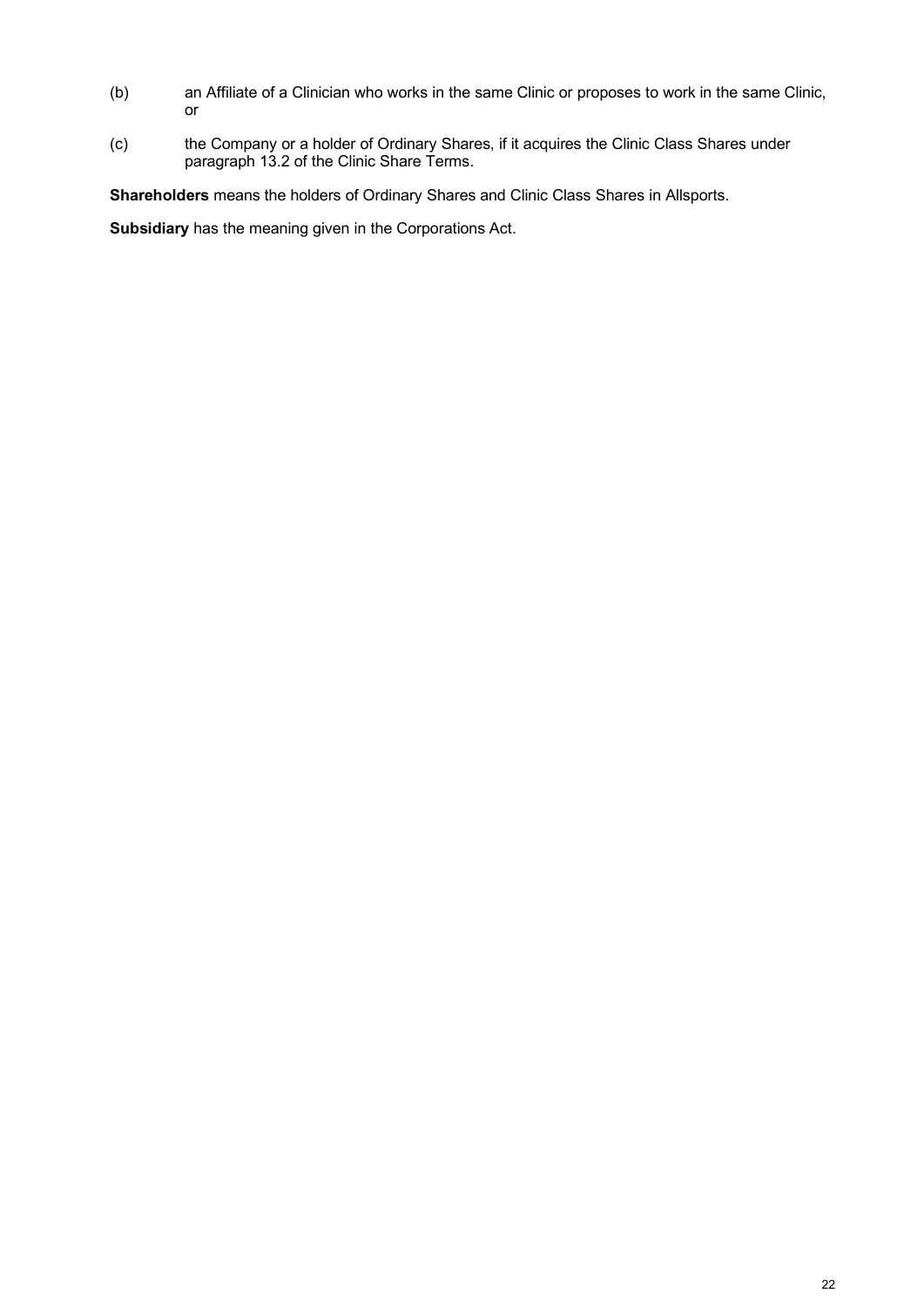(b) an Affiliate of a Clinician who works in the same Clinic or proposes to work in the same Clinic, or

(c) the Company or a holder of Ordinary Shares, if it acquires the Clinic Class Shares under paragraph 13.2 of the Clinic Share Terms.

**Shareholders** means the holders of Ordinary Shares and Clinic Class Shares in Allsports.

**Subsidiary** has the meaning given in the Corporations Act.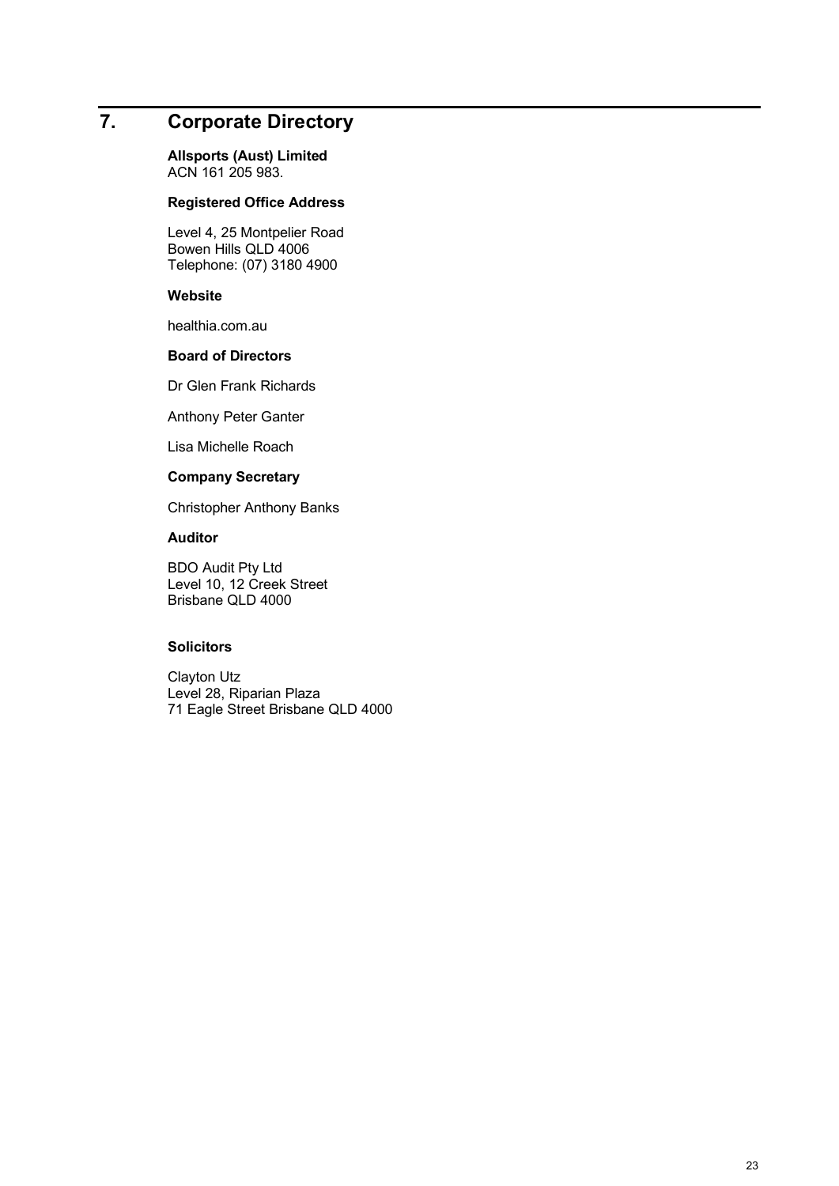# 7. Corporate Directory

**Allsports (Aust) Limited**
ACN 161 205 983.

**Registered Office Address**

Level 4, 25 Montpelier Road
Bowen Hills QLD 4006
Telephone: (07) 3180 4900

**Website**

healthia.com.au

**Board of Directors**

Dr Glen Frank Richards

Anthony Peter Ganter

Lisa Michelle Roach

**Company Secretary**

Christopher Anthony Banks

**Auditor**

BDO Audit Pty Ltd
Level 10, 12 Creek Street
Brisbane QLD 4000

**Solicitors**

Clayton Utz
Level 28, Riparian Plaza
71 Eagle Street Brisbane QLD 4000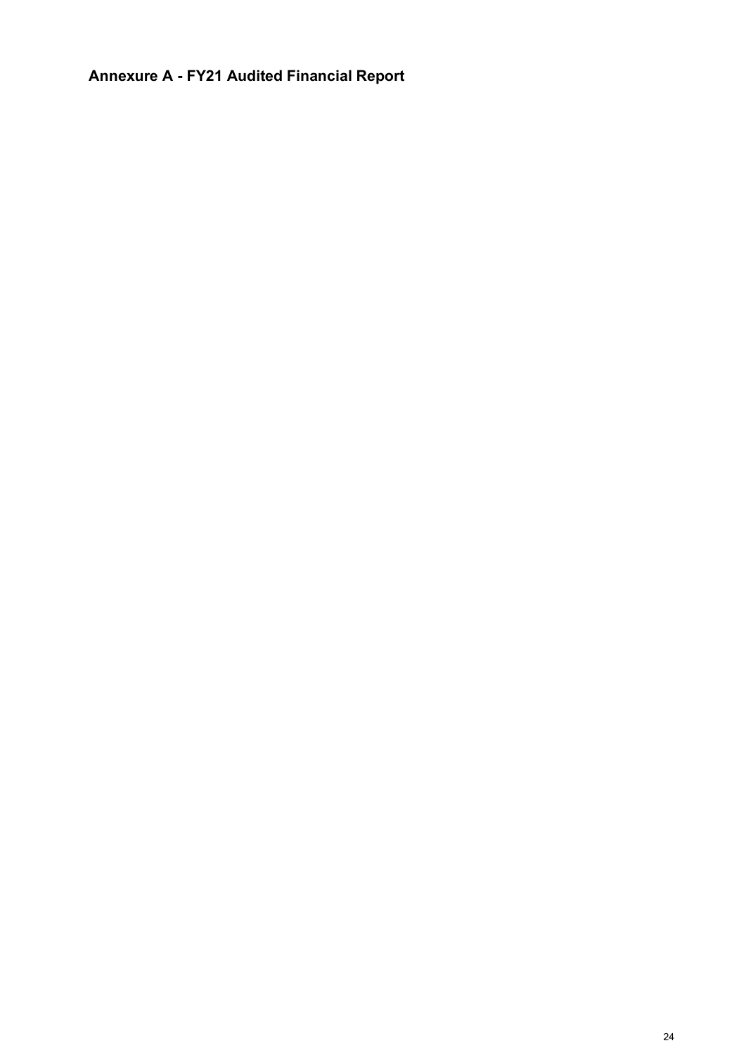# Annexure A - FY21 Audited Financial Report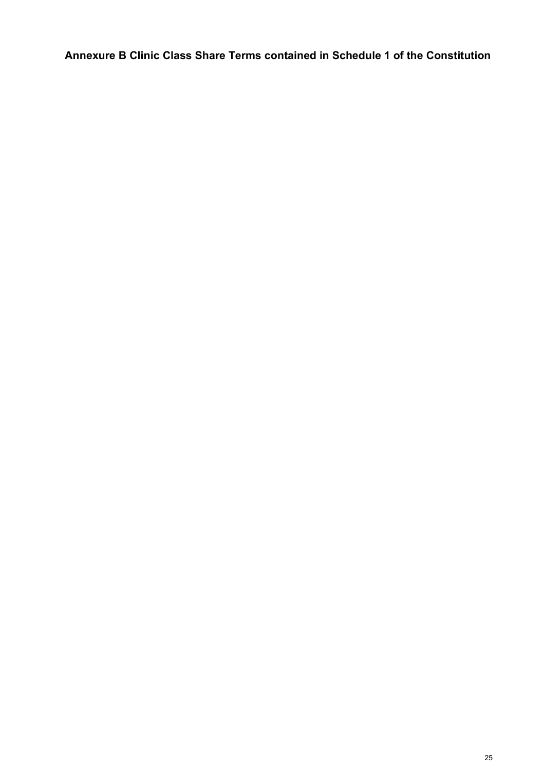**Annexure B Clinic Class Share Terms contained in Schedule 1 of the Constitution**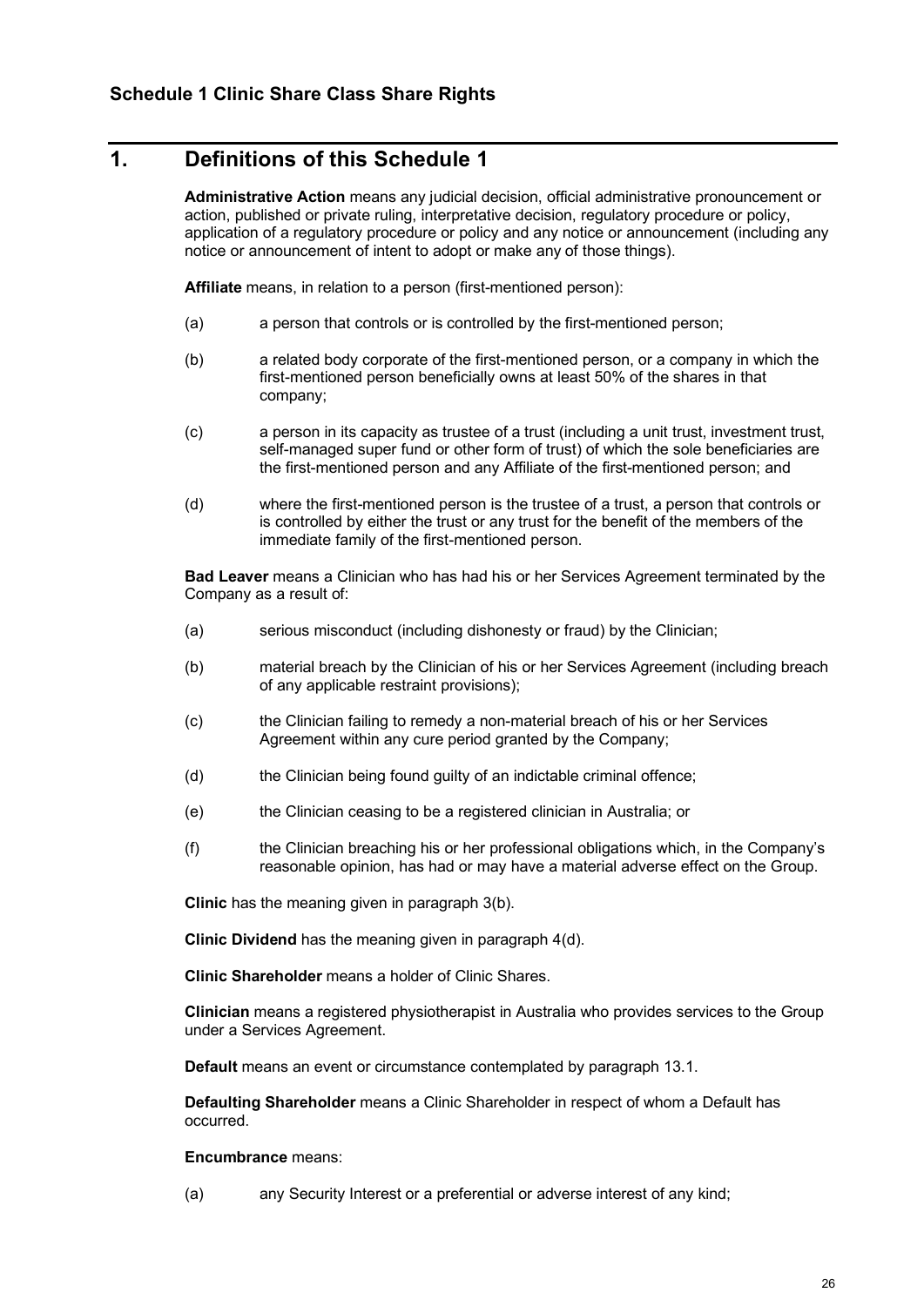## Schedule 1 Clinic Share Class Share Rights

# 1. Definitions of this Schedule 1

**Administrative Action** means any judicial decision, official administrative pronouncement or action, published or private ruling, interpretative decision, regulatory procedure or policy, application of a regulatory procedure or policy and any notice or announcement (including any notice or announcement of intent to adopt or make any of those things).

**Affiliate** means, in relation to a person (first-mentioned person):

(a) a person that controls or is controlled by the first-mentioned person;

(b) a related body corporate of the first-mentioned person, or a company in which the first-mentioned person beneficially owns at least 50% of the shares in that company;

(c) a person in its capacity as trustee of a trust (including a unit trust, investment trust, self-managed super fund or other form of trust) of which the sole beneficiaries are the first-mentioned person and any Affiliate of the first-mentioned person; and

(d) where the first-mentioned person is the trustee of a trust, a person that controls or is controlled by either the trust or any trust for the benefit of the members of the immediate family of the first-mentioned person.

**Bad Leaver** means a Clinician who has had his or her Services Agreement terminated by the Company as a result of:

(a) serious misconduct (including dishonesty or fraud) by the Clinician;

(b) material breach by the Clinician of his or her Services Agreement (including breach of any applicable restraint provisions);

(c) the Clinician failing to remedy a non-material breach of his or her Services Agreement within any cure period granted by the Company;

(d) the Clinician being found guilty of an indictable criminal offence;

(e) the Clinician ceasing to be a registered clinician in Australia; or

(f) the Clinician breaching his or her professional obligations which, in the Company's reasonable opinion, has had or may have a material adverse effect on the Group.

**Clinic** has the meaning given in paragraph 3(b).

**Clinic Dividend** has the meaning given in paragraph 4(d).

**Clinic Shareholder** means a holder of Clinic Shares.

**Clinician** means a registered physiotherapist in Australia who provides services to the Group under a Services Agreement.

**Default** means an event or circumstance contemplated by paragraph 13.1.

**Defaulting Shareholder** means a Clinic Shareholder in respect of whom a Default has occurred.

**Encumbrance** means:

(a) any Security Interest or a preferential or adverse interest of any kind;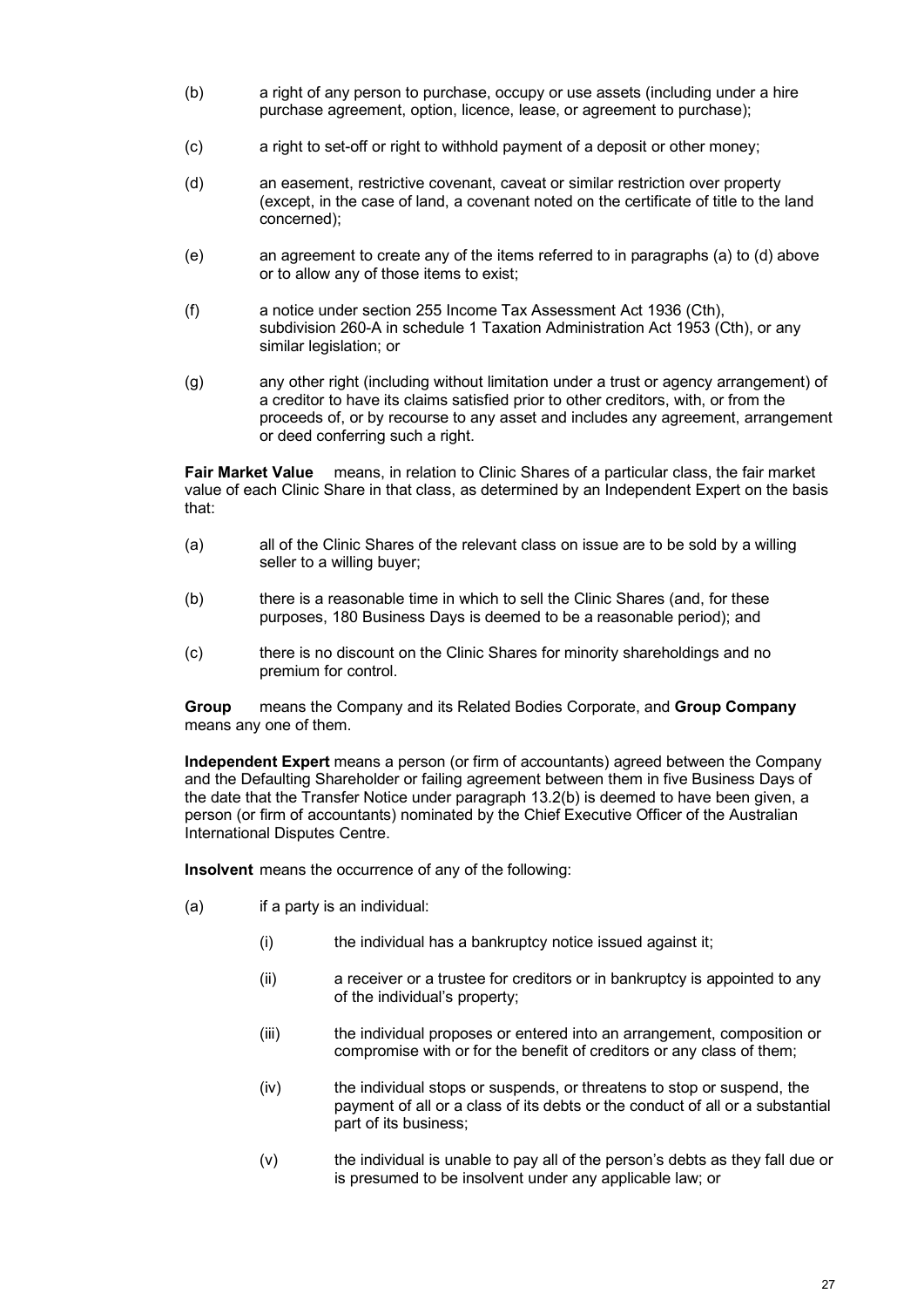(b) a right of any person to purchase, occupy or use assets (including under a hire purchase agreement, option, licence, lease, or agreement to purchase);

(c) a right to set-off or right to withhold payment of a deposit or other money;

(d) an easement, restrictive covenant, caveat or similar restriction over property (except, in the case of land, a covenant noted on the certificate of title to the land concerned);

(e) an agreement to create any of the items referred to in paragraphs (a) to (d) above or to allow any of those items to exist;

(f) a notice under section 255 Income Tax Assessment Act 1936 (Cth), subdivision 260-A in schedule 1 Taxation Administration Act 1953 (Cth), or any similar legislation; or

(g) any other right (including without limitation under a trust or agency arrangement) of a creditor to have its claims satisfied prior to other creditors, with, or from the proceeds of, or by recourse to any asset and includes any agreement, arrangement or deed conferring such a right.

**Fair Market Value** means, in relation to Clinic Shares of a particular class, the fair market value of each Clinic Share in that class, as determined by an Independent Expert on the basis that:

(a) all of the Clinic Shares of the relevant class on issue are to be sold by a willing seller to a willing buyer;

(b) there is a reasonable time in which to sell the Clinic Shares (and, for these purposes, 180 Business Days is deemed to be a reasonable period); and

(c) there is no discount on the Clinic Shares for minority shareholdings and no premium for control.

**Group** means the Company and its Related Bodies Corporate, and **Group Company** means any one of them.

**Independent Expert** means a person (or firm of accountants) agreed between the Company and the Defaulting Shareholder or failing agreement between them in five Business Days of the date that the Transfer Notice under paragraph 13.2(b) is deemed to have been given, a person (or firm of accountants) nominated by the Chief Executive Officer of the Australian International Disputes Centre.

**Insolvent** means the occurrence of any of the following:

(a) if a party is an individual:

   (i) the individual has a bankruptcy notice issued against it;

   (ii) a receiver or a trustee for creditors or in bankruptcy is appointed to any of the individual's property;

   (iii) the individual proposes or entered into an arrangement, composition or compromise with or for the benefit of creditors or any class of them;

   (iv) the individual stops or suspends, or threatens to stop or suspend, the payment of all or a class of its debts or the conduct of all or a substantial part of its business;

   (v) the individual is unable to pay all of the person's debts as they fall due or is presumed to be insolvent under any applicable law; or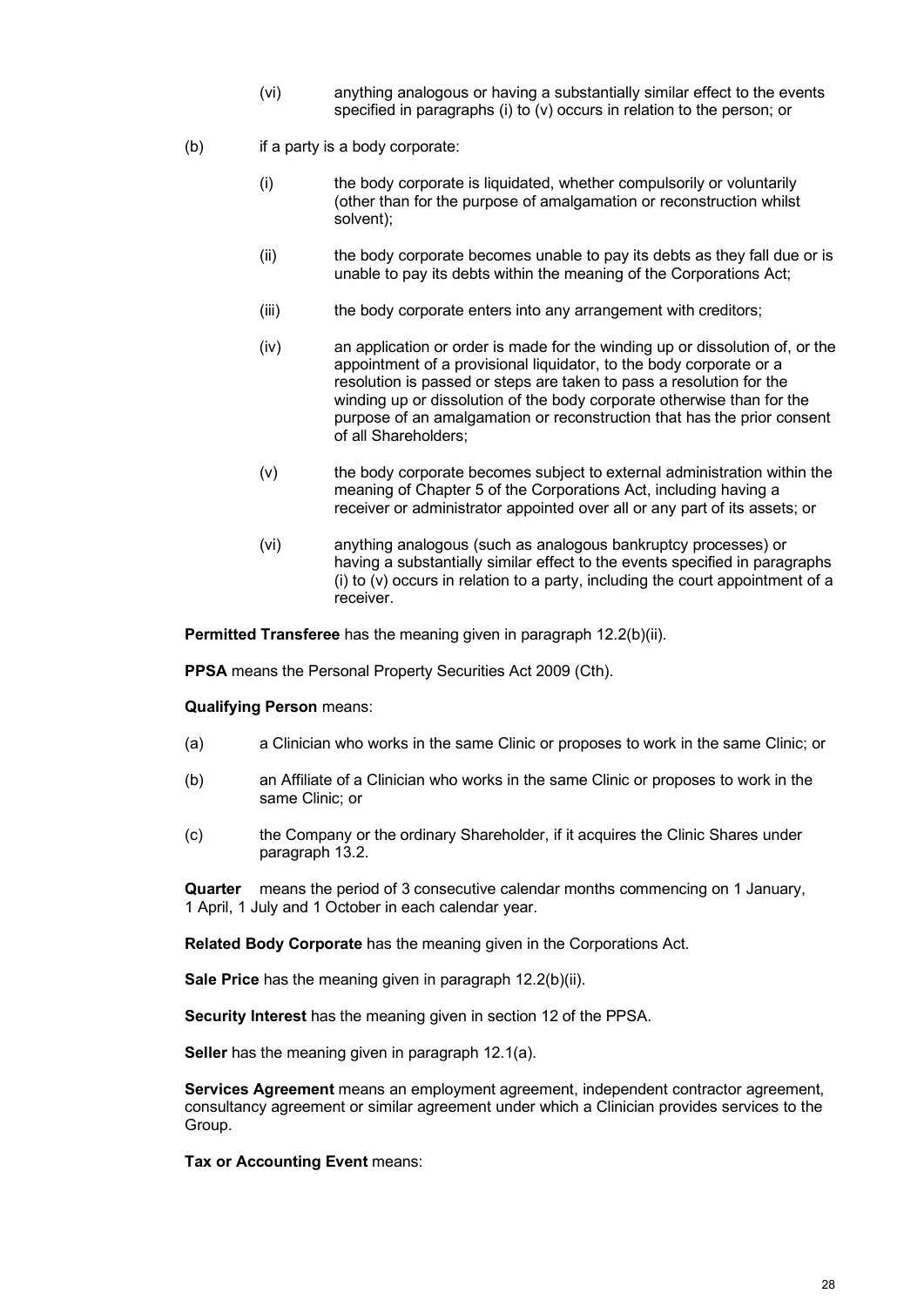(vi) anything analogous or having a substantially similar effect to the events specified in paragraphs (i) to (v) occurs in relation to the person; or

(b) if a party is a body corporate:

(i) the body corporate is liquidated, whether compulsorily or voluntarily (other than for the purpose of amalgamation or reconstruction whilst solvent);

(ii) the body corporate becomes unable to pay its debts as they fall due or is unable to pay its debts within the meaning of the Corporations Act;

(iii) the body corporate enters into any arrangement with creditors;

(iv) an application or order is made for the winding up or dissolution of, or the appointment of a provisional liquidator, to the body corporate or a resolution is passed or steps are taken to pass a resolution for the winding up or dissolution of the body corporate otherwise than for the purpose of an amalgamation or reconstruction that has the prior consent of all Shareholders;

(v) the body corporate becomes subject to external administration within the meaning of Chapter 5 of the Corporations Act, including having a receiver or administrator appointed over all or any part of its assets; or

(vi) anything analogous (such as analogous bankruptcy processes) or having a substantially similar effect to the events specified in paragraphs (i) to (v) occurs in relation to a party, including the court appointment of a receiver.

**Permitted Transferee** has the meaning given in paragraph 12.2(b)(ii).

**PPSA** means the Personal Property Securities Act 2009 (Cth).

**Qualifying Person** means:

(a) a Clinician who works in the same Clinic or proposes to work in the same Clinic; or

(b) an Affiliate of a Clinician who works in the same Clinic or proposes to work in the same Clinic; or

(c) the Company or the ordinary Shareholder, if it acquires the Clinic Shares under paragraph 13.2.

**Quarter** means the period of 3 consecutive calendar months commencing on 1 January, 1 April, 1 July and 1 October in each calendar year.

**Related Body Corporate** has the meaning given in the Corporations Act.

**Sale Price** has the meaning given in paragraph 12.2(b)(ii).

**Security Interest** has the meaning given in section 12 of the PPSA.

**Seller** has the meaning given in paragraph 12.1(a).

**Services Agreement** means an employment agreement, independent contractor agreement, consultancy agreement or similar agreement under which a Clinician provides services to the Group.

**Tax or Accounting Event** means: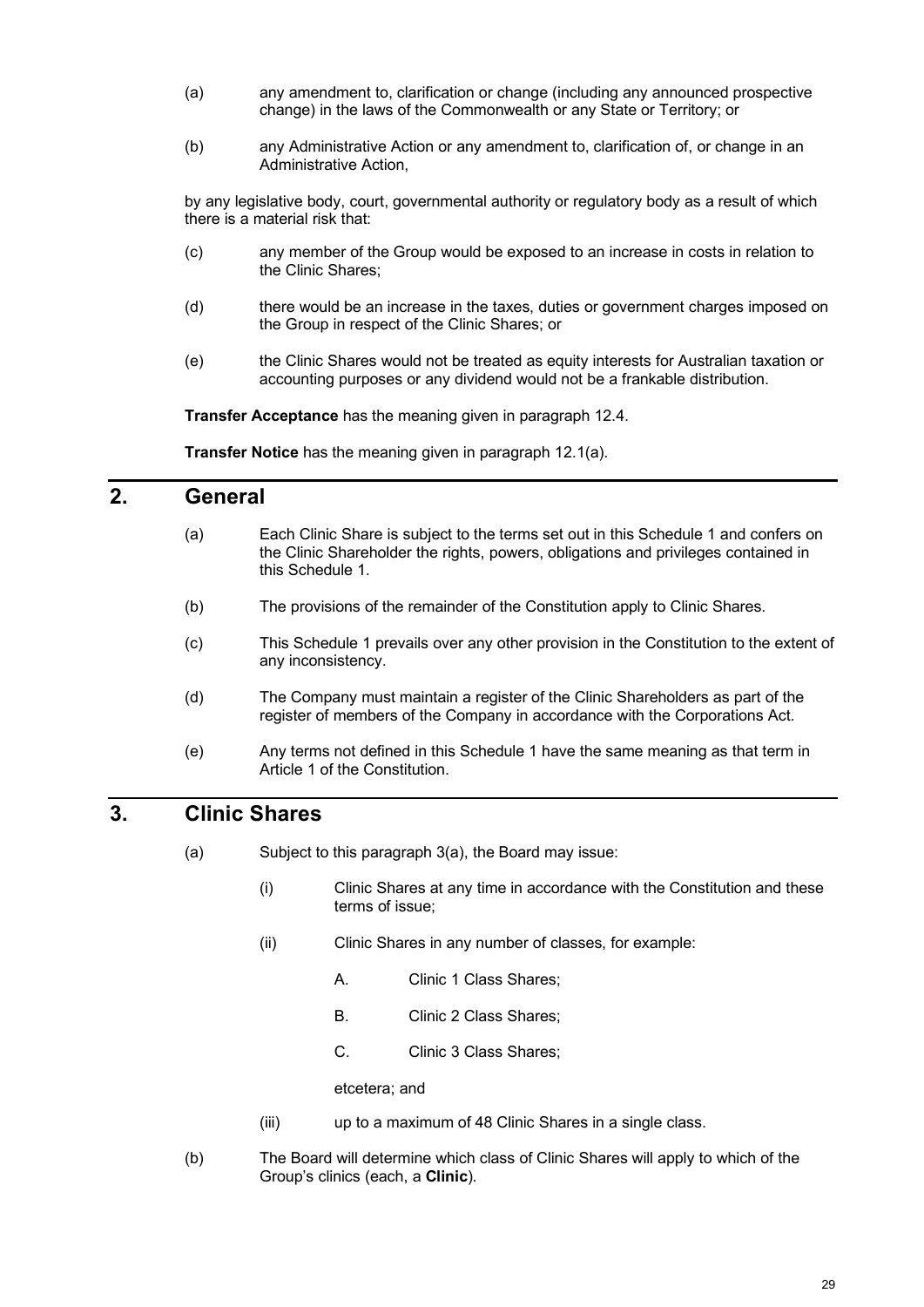(a) any amendment to, clarification or change (including any announced prospective change) in the laws of the Commonwealth or any State or Territory; or

(b) any Administrative Action or any amendment to, clarification of, or change in an Administrative Action,

by any legislative body, court, governmental authority or regulatory body as a result of which there is a material risk that:

(c) any member of the Group would be exposed to an increase in costs in relation to the Clinic Shares;

(d) there would be an increase in the taxes, duties or government charges imposed on the Group in respect of the Clinic Shares; or

(e) the Clinic Shares would not be treated as equity interests for Australian taxation or accounting purposes or any dividend would not be a frankable distribution.

**Transfer Acceptance** has the meaning given in paragraph 12.4.

**Transfer Notice** has the meaning given in paragraph 12.1(a).

## 2. General

(a) Each Clinic Share is subject to the terms set out in this Schedule 1 and confers on the Clinic Shareholder the rights, powers, obligations and privileges contained in this Schedule 1.

(b) The provisions of the remainder of the Constitution apply to Clinic Shares.

(c) This Schedule 1 prevails over any other provision in the Constitution to the extent of any inconsistency.

(d) The Company must maintain a register of the Clinic Shareholders as part of the register of members of the Company in accordance with the Corporations Act.

(e) Any terms not defined in this Schedule 1 have the same meaning as that term in Article 1 of the Constitution.

## 3. Clinic Shares

(a) Subject to this paragraph 3(a), the Board may issue:

(i) Clinic Shares at any time in accordance with the Constitution and these terms of issue;

(ii) Clinic Shares in any number of classes, for example:

A. Clinic 1 Class Shares;

B. Clinic 2 Class Shares;

C. Clinic 3 Class Shares;

etcetera; and

(iii) up to a maximum of 48 Clinic Shares in a single class.

(b) The Board will determine which class of Clinic Shares will apply to which of the Group's clinics (each, a **Clinic**).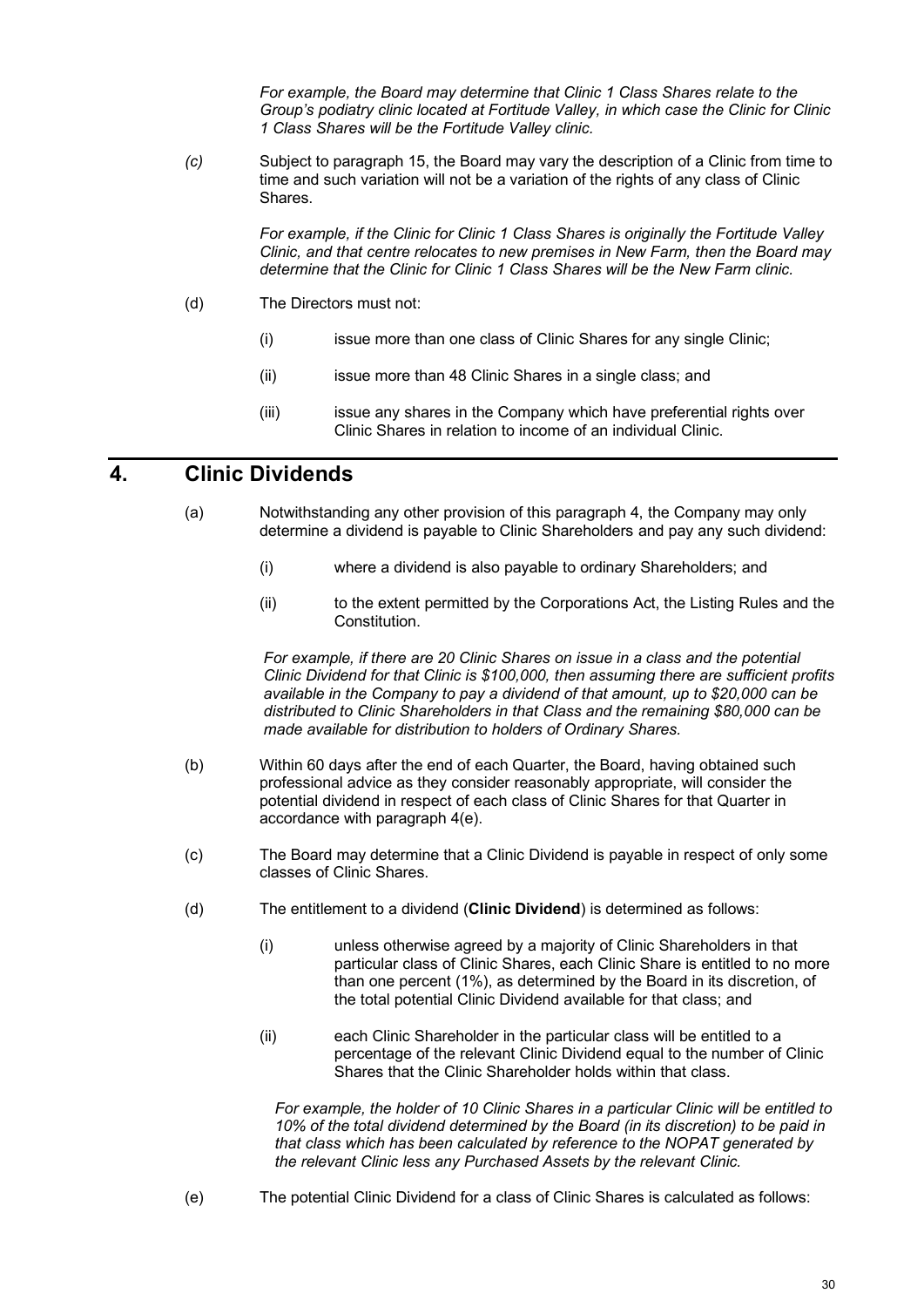*For example, the Board may determine that Clinic 1 Class Shares relate to the Group's podiatry clinic located at Fortitude Valley, in which case the Clinic for Clinic 1 Class Shares will be the Fortitude Valley clinic.*

*(c)* Subject to paragraph 15, the Board may vary the description of a Clinic from time to time and such variation will not be a variation of the rights of any class of Clinic Shares.

*For example, if the Clinic for Clinic 1 Class Shares is originally the Fortitude Valley Clinic, and that centre relocates to new premises in New Farm, then the Board may determine that the Clinic for Clinic 1 Class Shares will be the New Farm clinic.*

(d) The Directors must not:

(i) issue more than one class of Clinic Shares for any single Clinic;

(ii) issue more than 48 Clinic Shares in a single class; and

(iii) issue any shares in the Company which have preferential rights over Clinic Shares in relation to income of an individual Clinic.

## 4. Clinic Dividends

(a) Notwithstanding any other provision of this paragraph 4, the Company may only determine a dividend is payable to Clinic Shareholders and pay any such dividend:

(i) where a dividend is also payable to ordinary Shareholders; and

(ii) to the extent permitted by the Corporations Act, the Listing Rules and the Constitution.

*For example, if there are 20 Clinic Shares on issue in a class and the potential Clinic Dividend for that Clinic is $100,000, then assuming there are sufficient profits available in the Company to pay a dividend of that amount, up to $20,000 can be distributed to Clinic Shareholders in that Class and the remaining $80,000 can be made available for distribution to holders of Ordinary Shares.*

(b) Within 60 days after the end of each Quarter, the Board, having obtained such professional advice as they consider reasonably appropriate, will consider the potential dividend in respect of each class of Clinic Shares for that Quarter in accordance with paragraph 4(e).

(c) The Board may determine that a Clinic Dividend is payable in respect of only some classes of Clinic Shares.

(d) The entitlement to a dividend (**Clinic Dividend**) is determined as follows:

(i) unless otherwise agreed by a majority of Clinic Shareholders in that particular class of Clinic Shares, each Clinic Share is entitled to no more than one percent (1%), as determined by the Board in its discretion, of the total potential Clinic Dividend available for that class; and

(ii) each Clinic Shareholder in the particular class will be entitled to a percentage of the relevant Clinic Dividend equal to the number of Clinic Shares that the Clinic Shareholder holds within that class.

*For example, the holder of 10 Clinic Shares in a particular Clinic will be entitled to 10% of the total dividend determined by the Board (in its discretion) to be paid in that class which has been calculated by reference to the NOPAT generated by the relevant Clinic less any Purchased Assets by the relevant Clinic.*

(e) The potential Clinic Dividend for a class of Clinic Shares is calculated as follows: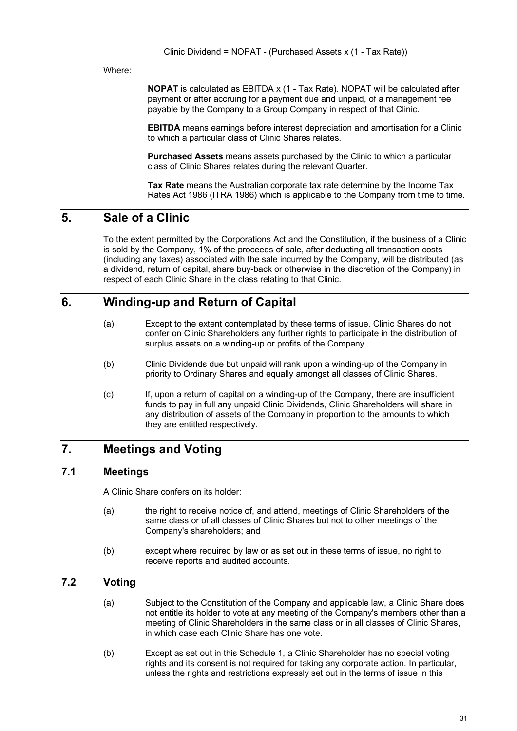$$\text{Clinic Dividend} = \text{NOPAT} - (\text{Purchased Assets} \times (1 - \text{Tax Rate}))$$

Where:

**NOPAT** is calculated as EBITDA x (1 - Tax Rate). NOPAT will be calculated after payment or after accruing for a payment due and unpaid, of a management fee payable by the Company to a Group Company in respect of that Clinic.

**EBITDA** means earnings before interest depreciation and amortisation for a Clinic to which a particular class of Clinic Shares relates.

**Purchased Assets** means assets purchased by the Clinic to which a particular class of Clinic Shares relates during the relevant Quarter.

**Tax Rate** means the Australian corporate tax rate determine by the Income Tax Rates Act 1986 (ITRA 1986) which is applicable to the Company from time to time.

## 5. Sale of a Clinic

To the extent permitted by the Corporations Act and the Constitution, if the business of a Clinic is sold by the Company, 1% of the proceeds of sale, after deducting all transaction costs (including any taxes) associated with the sale incurred by the Company, will be distributed (as a dividend, return of capital, share buy-back or otherwise in the discretion of the Company) in respect of each Clinic Share in the class relating to that Clinic.

## 6. Winding-up and Return of Capital

(a) Except to the extent contemplated by these terms of issue, Clinic Shares do not confer on Clinic Shareholders any further rights to participate in the distribution of surplus assets on a winding-up or profits of the Company.

(b) Clinic Dividends due but unpaid will rank upon a winding-up of the Company in priority to Ordinary Shares and equally amongst all classes of Clinic Shares.

(c) If, upon a return of capital on a winding-up of the Company, there are insufficient funds to pay in full any unpaid Clinic Dividends, Clinic Shareholders will share in any distribution of assets of the Company in proportion to the amounts to which they are entitled respectively.

## 7. Meetings and Voting

### 7.1 Meetings

A Clinic Share confers on its holder:

(a) the right to receive notice of, and attend, meetings of Clinic Shareholders of the same class or of all classes of Clinic Shares but not to other meetings of the Company's shareholders; and

(b) except where required by law or as set out in these terms of issue, no right to receive reports and audited accounts.

### 7.2 Voting

(a) Subject to the Constitution of the Company and applicable law, a Clinic Share does not entitle its holder to vote at any meeting of the Company's members other than a meeting of Clinic Shareholders in the same class or in all classes of Clinic Shares, in which case each Clinic Share has one vote.

(b) Except as set out in this Schedule 1, a Clinic Shareholder has no special voting rights and its consent is not required for taking any corporate action. In particular, unless the rights and restrictions expressly set out in the terms of issue in this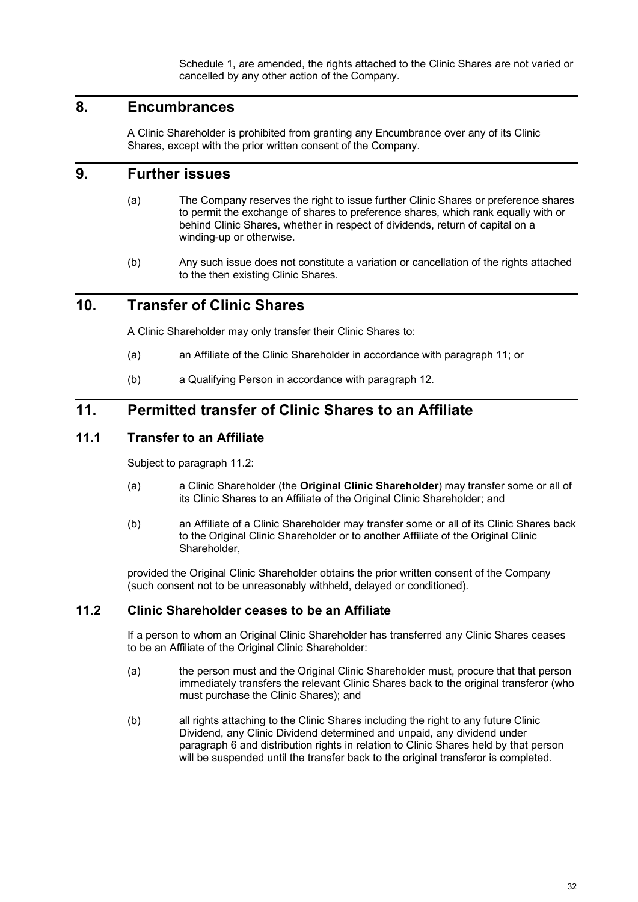Schedule 1, are amended, the rights attached to the Clinic Shares are not varied or cancelled by any other action of the Company.

## 8. Encumbrances

A Clinic Shareholder is prohibited from granting any Encumbrance over any of its Clinic Shares, except with the prior written consent of the Company.

## 9. Further issues

(a) The Company reserves the right to issue further Clinic Shares or preference shares to permit the exchange of shares to preference shares, which rank equally with or behind Clinic Shares, whether in respect of dividends, return of capital on a winding-up or otherwise.

(b) Any such issue does not constitute a variation or cancellation of the rights attached to the then existing Clinic Shares.

## 10. Transfer of Clinic Shares

A Clinic Shareholder may only transfer their Clinic Shares to:

(a) an Affiliate of the Clinic Shareholder in accordance with paragraph 11; or

(b) a Qualifying Person in accordance with paragraph 12.

## 11. Permitted transfer of Clinic Shares to an Affiliate

### 11.1 Transfer to an Affiliate

Subject to paragraph 11.2:

(a) a Clinic Shareholder (the **Original Clinic Shareholder**) may transfer some or all of its Clinic Shares to an Affiliate of the Original Clinic Shareholder; and

(b) an Affiliate of a Clinic Shareholder may transfer some or all of its Clinic Shares back to the Original Clinic Shareholder or to another Affiliate of the Original Clinic Shareholder,

provided the Original Clinic Shareholder obtains the prior written consent of the Company (such consent not to be unreasonably withheld, delayed or conditioned).

### 11.2 Clinic Shareholder ceases to be an Affiliate

If a person to whom an Original Clinic Shareholder has transferred any Clinic Shares ceases to be an Affiliate of the Original Clinic Shareholder:

(a) the person must and the Original Clinic Shareholder must, procure that that person immediately transfers the relevant Clinic Shares back to the original transferor (who must purchase the Clinic Shares); and

(b) all rights attaching to the Clinic Shares including the right to any future Clinic Dividend, any Clinic Dividend determined and unpaid, any dividend under paragraph 6 and distribution rights in relation to Clinic Shares held by that person will be suspended until the transfer back to the original transferor is completed.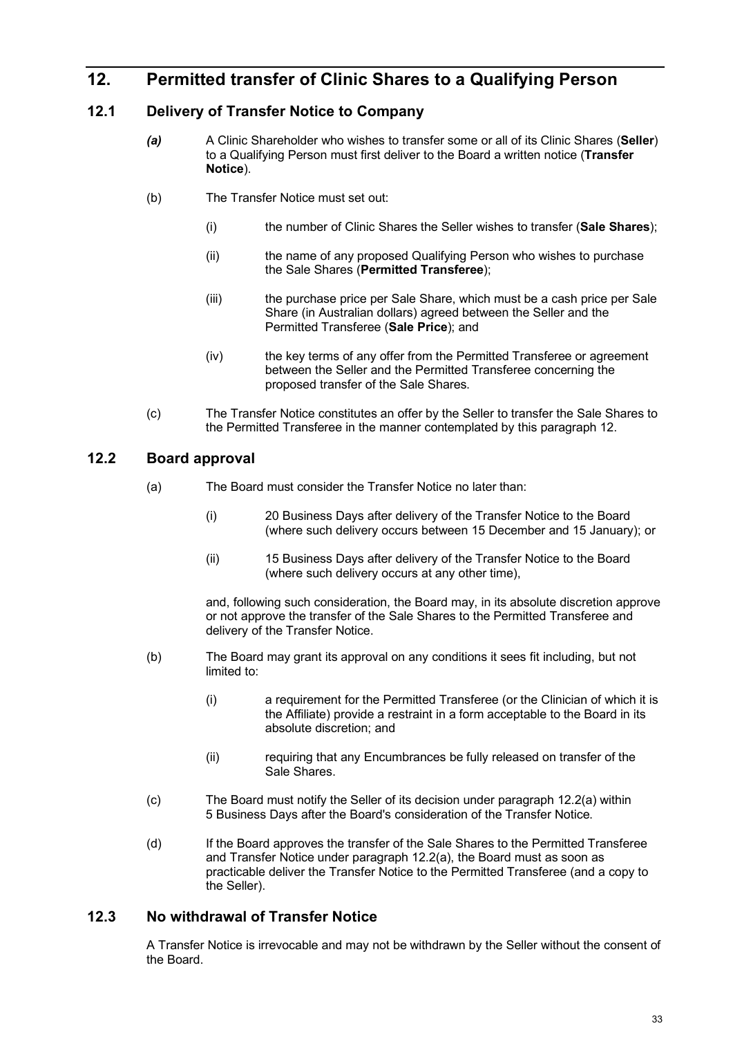# 12. Permitted transfer of Clinic Shares to a Qualifying Person

## 12.1 Delivery of Transfer Notice to Company

*(a)* A Clinic Shareholder who wishes to transfer some or all of its Clinic Shares (**Seller**) to a Qualifying Person must first deliver to the Board a written notice (**Transfer Notice**).

(b) The Transfer Notice must set out:

(i) the number of Clinic Shares the Seller wishes to transfer (**Sale Shares**);

(ii) the name of any proposed Qualifying Person who wishes to purchase the Sale Shares (**Permitted Transferee**);

(iii) the purchase price per Sale Share, which must be a cash price per Sale Share (in Australian dollars) agreed between the Seller and the Permitted Transferee (**Sale Price**); and

(iv) the key terms of any offer from the Permitted Transferee or agreement between the Seller and the Permitted Transferee concerning the proposed transfer of the Sale Shares.

(c) The Transfer Notice constitutes an offer by the Seller to transfer the Sale Shares to the Permitted Transferee in the manner contemplated by this paragraph 12.

## 12.2 Board approval

(a) The Board must consider the Transfer Notice no later than:

(i) 20 Business Days after delivery of the Transfer Notice to the Board (where such delivery occurs between 15 December and 15 January); or

(ii) 15 Business Days after delivery of the Transfer Notice to the Board (where such delivery occurs at any other time),

and, following such consideration, the Board may, in its absolute discretion approve or not approve the transfer of the Sale Shares to the Permitted Transferee and delivery of the Transfer Notice.

(b) The Board may grant its approval on any conditions it sees fit including, but not limited to:

(i) a requirement for the Permitted Transferee (or the Clinician of which it is the Affiliate) provide a restraint in a form acceptable to the Board in its absolute discretion; and

(ii) requiring that any Encumbrances be fully released on transfer of the Sale Shares.

(c) The Board must notify the Seller of its decision under paragraph 12.2(a) within 5 Business Days after the Board's consideration of the Transfer Notice.

(d) If the Board approves the transfer of the Sale Shares to the Permitted Transferee and Transfer Notice under paragraph 12.2(a), the Board must as soon as practicable deliver the Transfer Notice to the Permitted Transferee (and a copy to the Seller).

## 12.3 No withdrawal of Transfer Notice

A Transfer Notice is irrevocable and may not be withdrawn by the Seller without the consent of the Board.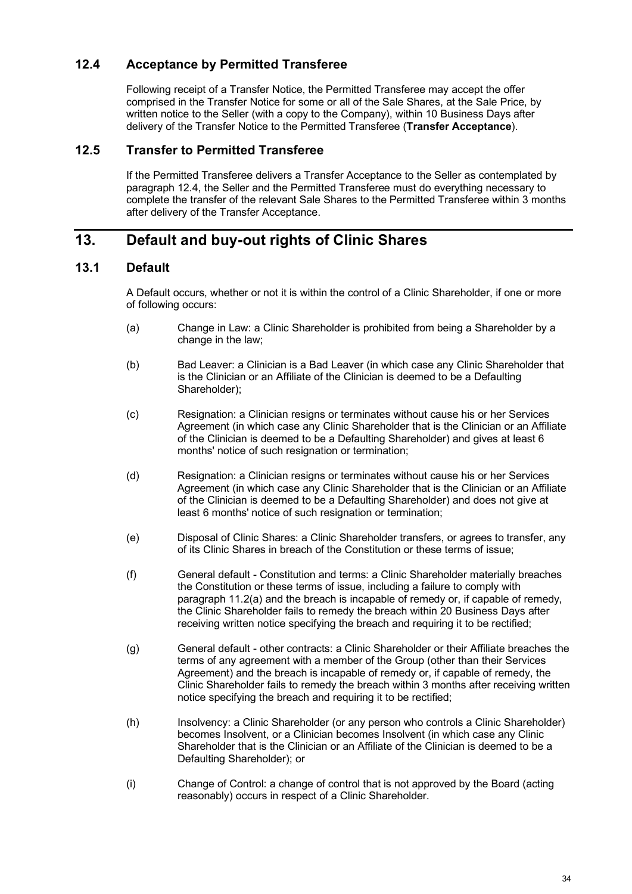### 12.4 Acceptance by Permitted Transferee

Following receipt of a Transfer Notice, the Permitted Transferee may accept the offer comprised in the Transfer Notice for some or all of the Sale Shares, at the Sale Price, by written notice to the Seller (with a copy to the Company), within 10 Business Days after delivery of the Transfer Notice to the Permitted Transferee (**Transfer Acceptance**).

### 12.5 Transfer to Permitted Transferee

If the Permitted Transferee delivers a Transfer Acceptance to the Seller as contemplated by paragraph 12.4, the Seller and the Permitted Transferee must do everything necessary to complete the transfer of the relevant Sale Shares to the Permitted Transferee within 3 months after delivery of the Transfer Acceptance.

## 13. Default and buy-out rights of Clinic Shares

### 13.1 Default

A Default occurs, whether or not it is within the control of a Clinic Shareholder, if one or more of following occurs:

(a) Change in Law: a Clinic Shareholder is prohibited from being a Shareholder by a change in the law;

(b) Bad Leaver: a Clinician is a Bad Leaver (in which case any Clinic Shareholder that is the Clinician or an Affiliate of the Clinician is deemed to be a Defaulting Shareholder);

(c) Resignation: a Clinician resigns or terminates without cause his or her Services Agreement (in which case any Clinic Shareholder that is the Clinician or an Affiliate of the Clinician is deemed to be a Defaulting Shareholder) and gives at least 6 months' notice of such resignation or termination;

(d) Resignation: a Clinician resigns or terminates without cause his or her Services Agreement (in which case any Clinic Shareholder that is the Clinician or an Affiliate of the Clinician is deemed to be a Defaulting Shareholder) and does not give at least 6 months' notice of such resignation or termination;

(e) Disposal of Clinic Shares: a Clinic Shareholder transfers, or agrees to transfer, any of its Clinic Shares in breach of the Constitution or these terms of issue;

(f) General default - Constitution and terms: a Clinic Shareholder materially breaches the Constitution or these terms of issue, including a failure to comply with paragraph 11.2(a) and the breach is incapable of remedy or, if capable of remedy, the Clinic Shareholder fails to remedy the breach within 20 Business Days after receiving written notice specifying the breach and requiring it to be rectified;

(g) General default - other contracts: a Clinic Shareholder or their Affiliate breaches the terms of any agreement with a member of the Group (other than their Services Agreement) and the breach is incapable of remedy or, if capable of remedy, the Clinic Shareholder fails to remedy the breach within 3 months after receiving written notice specifying the breach and requiring it to be rectified;

(h) Insolvency: a Clinic Shareholder (or any person who controls a Clinic Shareholder) becomes Insolvent, or a Clinician becomes Insolvent (in which case any Clinic Shareholder that is the Clinician or an Affiliate of the Clinician is deemed to be a Defaulting Shareholder); or

(i) Change of Control: a change of control that is not approved by the Board (acting reasonably) occurs in respect of a Clinic Shareholder.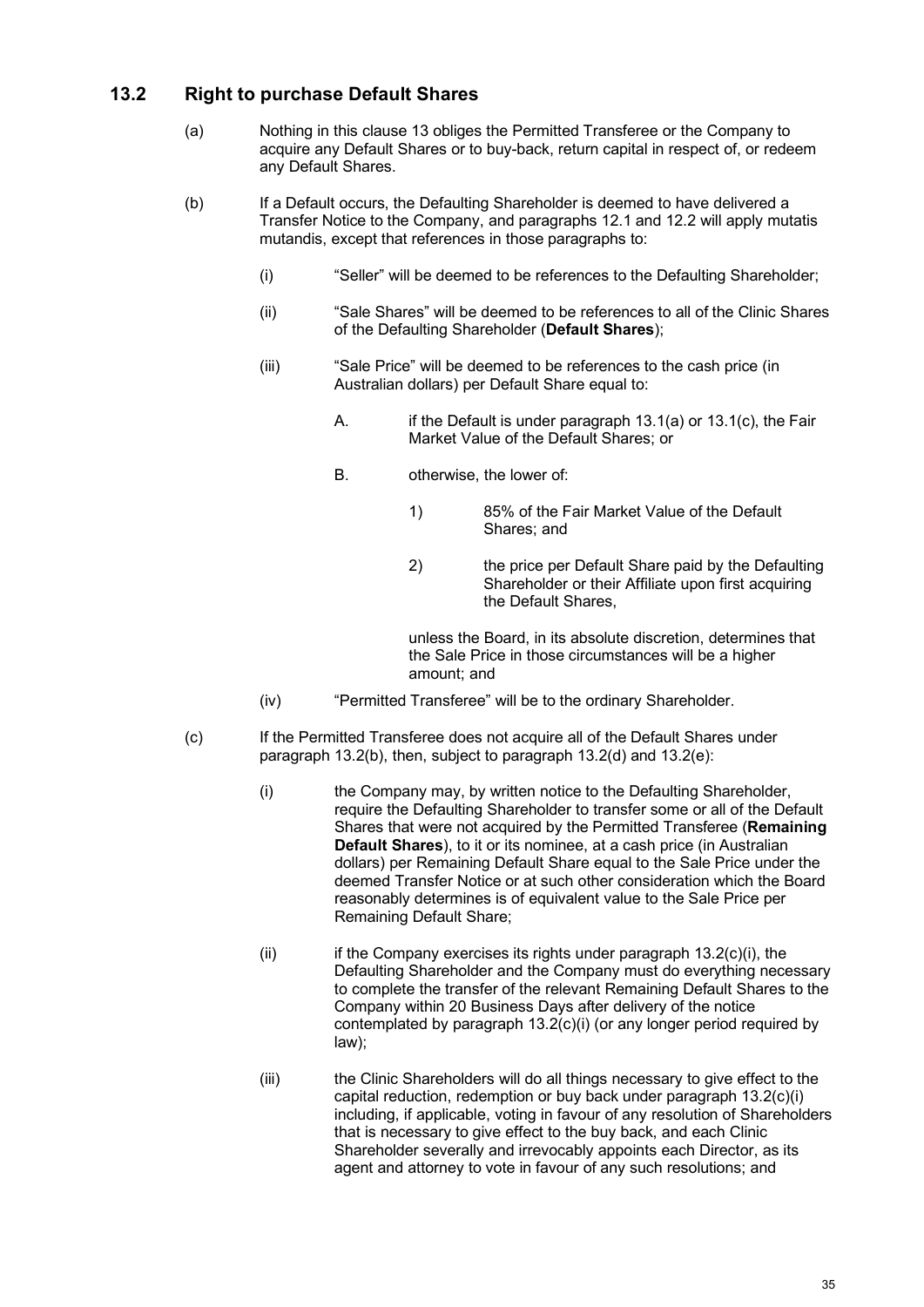## 13.2 Right to purchase Default Shares

(a) Nothing in this clause 13 obliges the Permitted Transferee or the Company to acquire any Default Shares or to buy-back, return capital in respect of, or redeem any Default Shares.

(b) If a Default occurs, the Defaulting Shareholder is deemed to have delivered a Transfer Notice to the Company, and paragraphs 12.1 and 12.2 will apply mutatis mutandis, except that references in those paragraphs to:

   (i) "Seller" will be deemed to be references to the Defaulting Shareholder;

   (ii) "Sale Shares" will be deemed to be references to all of the Clinic Shares of the Defaulting Shareholder (**Default Shares**);

   (iii) "Sale Price" will be deemed to be references to the cash price (in Australian dollars) per Default Share equal to:

      A. if the Default is under paragraph 13.1(a) or 13.1(c), the Fair Market Value of the Default Shares; or

      B. otherwise, the lower of:

         1) 85% of the Fair Market Value of the Default Shares; and

         2) the price per Default Share paid by the Defaulting Shareholder or their Affiliate upon first acquiring the Default Shares,

      unless the Board, in its absolute discretion, determines that the Sale Price in those circumstances will be a higher amount; and

   (iv) "Permitted Transferee" will be to the ordinary Shareholder.

(c) If the Permitted Transferee does not acquire all of the Default Shares under paragraph 13.2(b), then, subject to paragraph 13.2(d) and 13.2(e):

   (i) the Company may, by written notice to the Defaulting Shareholder, require the Defaulting Shareholder to transfer some or all of the Default Shares that were not acquired by the Permitted Transferee (**Remaining Default Shares**), to it or its nominee, at a cash price (in Australian dollars) per Remaining Default Share equal to the Sale Price under the deemed Transfer Notice or at such other consideration which the Board reasonably determines is of equivalent value to the Sale Price per Remaining Default Share;

   (ii) if the Company exercises its rights under paragraph 13.2(c)(i), the Defaulting Shareholder and the Company must do everything necessary to complete the transfer of the relevant Remaining Default Shares to the Company within 20 Business Days after delivery of the notice contemplated by paragraph 13.2(c)(i) (or any longer period required by law);

   (iii) the Clinic Shareholders will do all things necessary to give effect to the capital reduction, redemption or buy back under paragraph 13.2(c)(i) including, if applicable, voting in favour of any resolution of Shareholders that is necessary to give effect to the buy back, and each Clinic Shareholder severally and irrevocably appoints each Director, as its agent and attorney to vote in favour of any such resolutions; and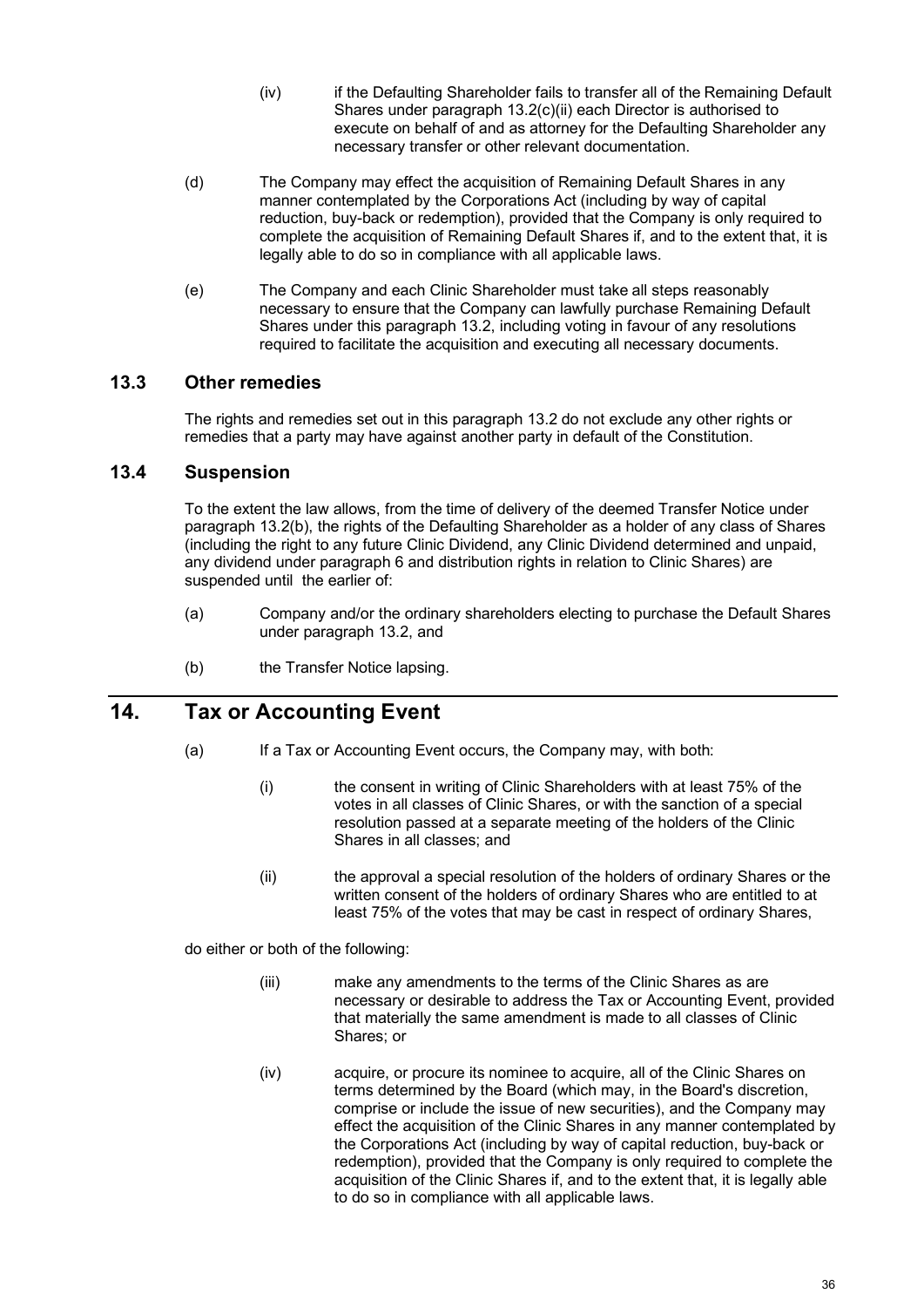(iv) if the Defaulting Shareholder fails to transfer all of the Remaining Default Shares under paragraph 13.2(c)(ii) each Director is authorised to execute on behalf of and as attorney for the Defaulting Shareholder any necessary transfer or other relevant documentation.

(d) The Company may effect the acquisition of Remaining Default Shares in any manner contemplated by the Corporations Act (including by way of capital reduction, buy-back or redemption), provided that the Company is only required to complete the acquisition of Remaining Default Shares if, and to the extent that, it is legally able to do so in compliance with all applicable laws.

(e) The Company and each Clinic Shareholder must take all steps reasonably necessary to ensure that the Company can lawfully purchase Remaining Default Shares under this paragraph 13.2, including voting in favour of any resolutions required to facilitate the acquisition and executing all necessary documents.

### 13.3 Other remedies

The rights and remedies set out in this paragraph 13.2 do not exclude any other rights or remedies that a party may have against another party in default of the Constitution.

### 13.4 Suspension

To the extent the law allows, from the time of delivery of the deemed Transfer Notice under paragraph 13.2(b), the rights of the Defaulting Shareholder as a holder of any class of Shares (including the right to any future Clinic Dividend, any Clinic Dividend determined and unpaid, any dividend under paragraph 6 and distribution rights in relation to Clinic Shares) are suspended until the earlier of:

(a) Company and/or the ordinary shareholders electing to purchase the Default Shares under paragraph 13.2, and

(b) the Transfer Notice lapsing.

## 14. Tax or Accounting Event

(a) If a Tax or Accounting Event occurs, the Company may, with both:

(i) the consent in writing of Clinic Shareholders with at least 75% of the votes in all classes of Clinic Shares, or with the sanction of a special resolution passed at a separate meeting of the holders of the Clinic Shares in all classes; and

(ii) the approval a special resolution of the holders of ordinary Shares or the written consent of the holders of ordinary Shares who are entitled to at least 75% of the votes that may be cast in respect of ordinary Shares,

do either or both of the following:

(iii) make any amendments to the terms of the Clinic Shares as are necessary or desirable to address the Tax or Accounting Event, provided that materially the same amendment is made to all classes of Clinic Shares; or

(iv) acquire, or procure its nominee to acquire, all of the Clinic Shares on terms determined by the Board (which may, in the Board's discretion, comprise or include the issue of new securities), and the Company may effect the acquisition of the Clinic Shares in any manner contemplated by the Corporations Act (including by way of capital reduction, buy-back or redemption), provided that the Company is only required to complete the acquisition of the Clinic Shares if, and to the extent that, it is legally able to do so in compliance with all applicable laws.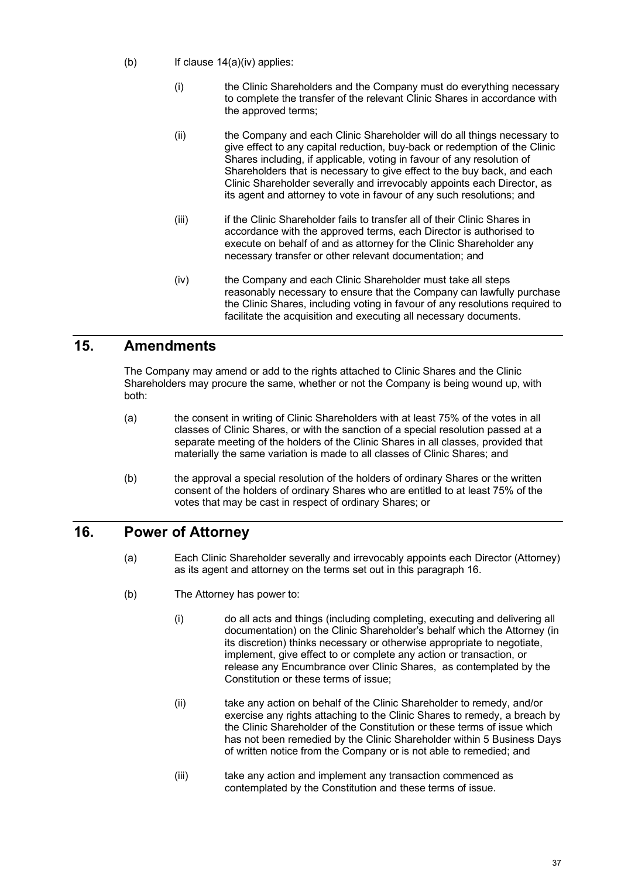(b) If clause 14(a)(iv) applies:

(i) the Clinic Shareholders and the Company must do everything necessary to complete the transfer of the relevant Clinic Shares in accordance with the approved terms;

(ii) the Company and each Clinic Shareholder will do all things necessary to give effect to any capital reduction, buy-back or redemption of the Clinic Shares including, if applicable, voting in favour of any resolution of Shareholders that is necessary to give effect to the buy back, and each Clinic Shareholder severally and irrevocably appoints each Director, as its agent and attorney to vote in favour of any such resolutions; and

(iii) if the Clinic Shareholder fails to transfer all of their Clinic Shares in accordance with the approved terms, each Director is authorised to execute on behalf of and as attorney for the Clinic Shareholder any necessary transfer or other relevant documentation; and

(iv) the Company and each Clinic Shareholder must take all steps reasonably necessary to ensure that the Company can lawfully purchase the Clinic Shares, including voting in favour of any resolutions required to facilitate the acquisition and executing all necessary documents.

## 15. Amendments

The Company may amend or add to the rights attached to Clinic Shares and the Clinic Shareholders may procure the same, whether or not the Company is being wound up, with both:

(a) the consent in writing of Clinic Shareholders with at least 75% of the votes in all classes of Clinic Shares, or with the sanction of a special resolution passed at a separate meeting of the holders of the Clinic Shares in all classes, provided that materially the same variation is made to all classes of Clinic Shares; and

(b) the approval a special resolution of the holders of ordinary Shares or the written consent of the holders of ordinary Shares who are entitled to at least 75% of the votes that may be cast in respect of ordinary Shares; or

## 16. Power of Attorney

(a) Each Clinic Shareholder severally and irrevocably appoints each Director (Attorney) as its agent and attorney on the terms set out in this paragraph 16.

(b) The Attorney has power to:

(i) do all acts and things (including completing, executing and delivering all documentation) on the Clinic Shareholder's behalf which the Attorney (in its discretion) thinks necessary or otherwise appropriate to negotiate, implement, give effect to or complete any action or transaction, or release any Encumbrance over Clinic Shares, as contemplated by the Constitution or these terms of issue;

(ii) take any action on behalf of the Clinic Shareholder to remedy, and/or exercise any rights attaching to the Clinic Shares to remedy, a breach by the Clinic Shareholder of the Constitution or these terms of issue which has not been remedied by the Clinic Shareholder within 5 Business Days of written notice from the Company or is not able to remedied; and

(iii) take any action and implement any transaction commenced as contemplated by the Constitution and these terms of issue.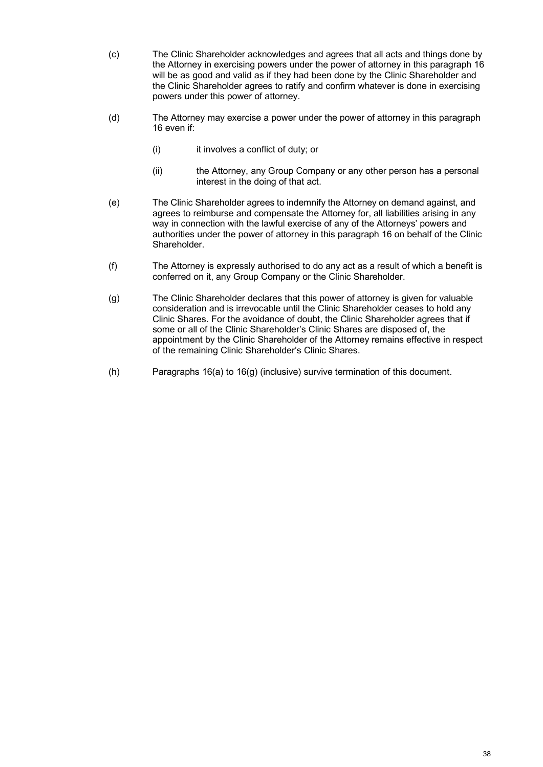(c) The Clinic Shareholder acknowledges and agrees that all acts and things done by the Attorney in exercising powers under the power of attorney in this paragraph 16 will be as good and valid as if they had been done by the Clinic Shareholder and the Clinic Shareholder agrees to ratify and confirm whatever is done in exercising powers under this power of attorney.

(d) The Attorney may exercise a power under the power of attorney in this paragraph 16 even if:

  (i) it involves a conflict of duty; or

  (ii) the Attorney, any Group Company or any other person has a personal interest in the doing of that act.

(e) The Clinic Shareholder agrees to indemnify the Attorney on demand against, and agrees to reimburse and compensate the Attorney for, all liabilities arising in any way in connection with the lawful exercise of any of the Attorneys' powers and authorities under the power of attorney in this paragraph 16 on behalf of the Clinic Shareholder.

(f) The Attorney is expressly authorised to do any act as a result of which a benefit is conferred on it, any Group Company or the Clinic Shareholder.

(g) The Clinic Shareholder declares that this power of attorney is given for valuable consideration and is irrevocable until the Clinic Shareholder ceases to hold any Clinic Shares. For the avoidance of doubt, the Clinic Shareholder agrees that if some or all of the Clinic Shareholder's Clinic Shares are disposed of, the appointment by the Clinic Shareholder of the Attorney remains effective in respect of the remaining Clinic Shareholder's Clinic Shares.

(h) Paragraphs 16(a) to 16(g) (inclusive) survive termination of this document.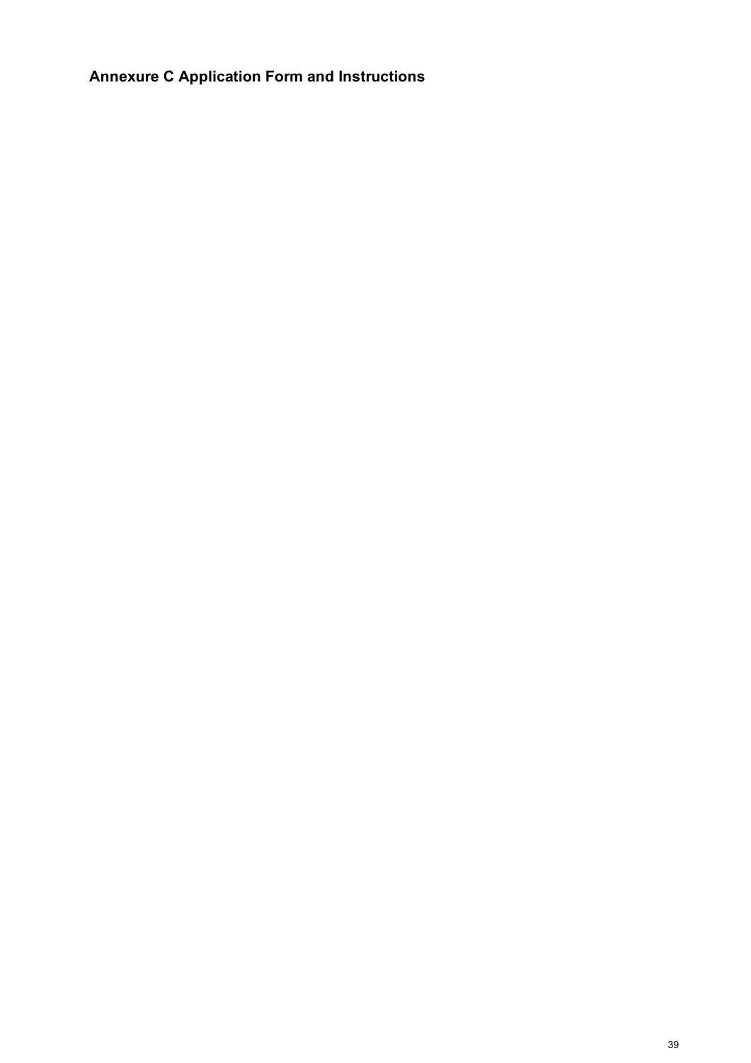## Annexure C Application Form and Instructions